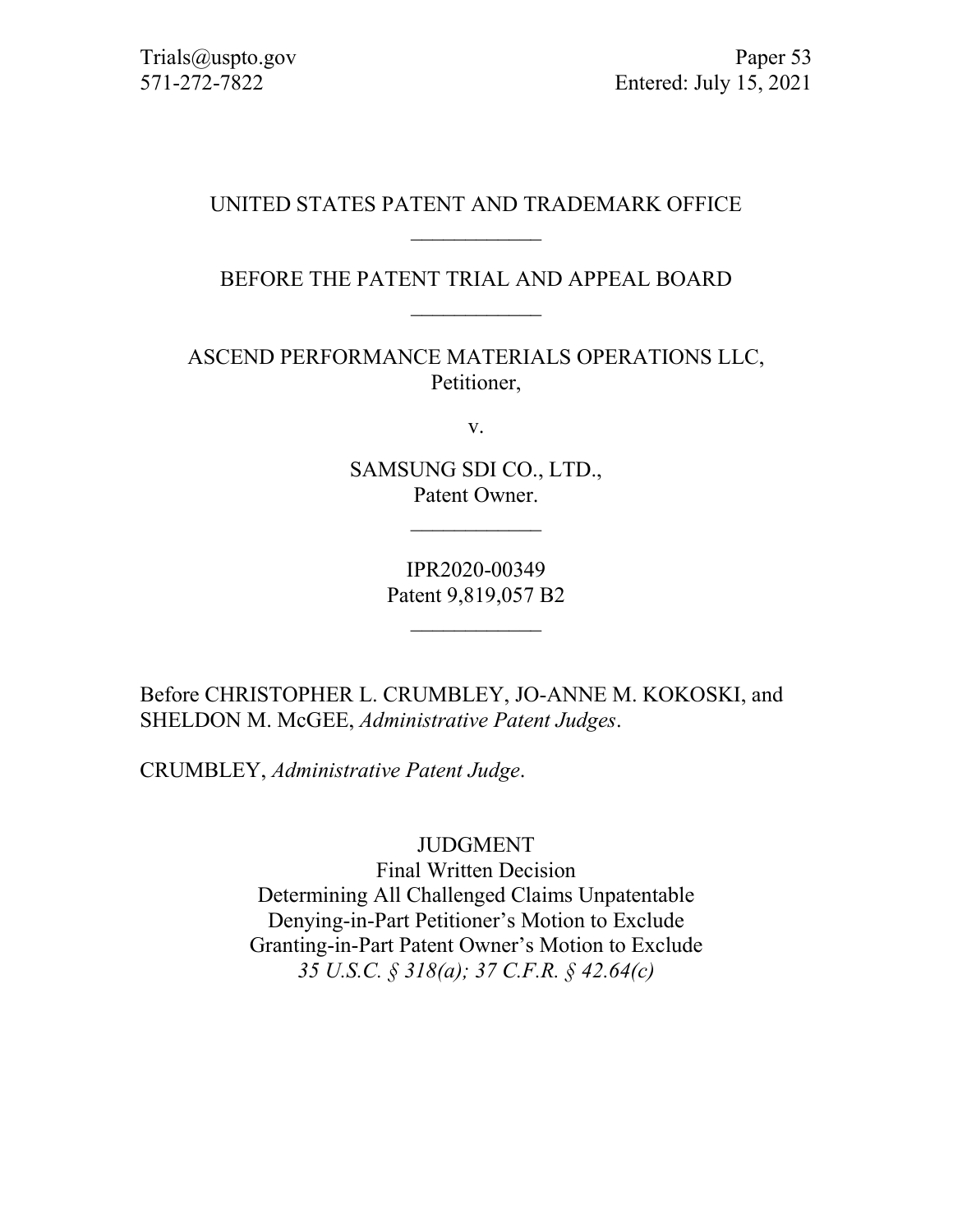Trials@uspto.gov
571-272-7822

Paper 53
Entered: July 15, 2021

UNITED STATES PATENT AND TRADEMARK OFFICE

____________

BEFORE THE PATENT TRIAL AND APPEAL BOARD

____________

ASCEND PERFORMANCE MATERIALS OPERATIONS LLC,
Petitioner,

v.

SAMSUNG SDI CO., LTD.,
Patent Owner.

____________

IPR2020-00349
Patent 9,819,057 B2

____________

Before CHRISTOPHER L. CRUMBLEY, JO-ANNE M. KOKOSKI, and SHELDON M. McGEE, *Administrative Patent Judges*.

CRUMBLEY, *Administrative Patent Judge*.

JUDGMENT
Final Written Decision
Determining All Challenged Claims Unpatentable
Denying-in-Part Petitioner's Motion to Exclude
Granting-in-Part Patent Owner's Motion to Exclude
*35 U.S.C. § 318(a); 37 C.F.R. § 42.64(c)*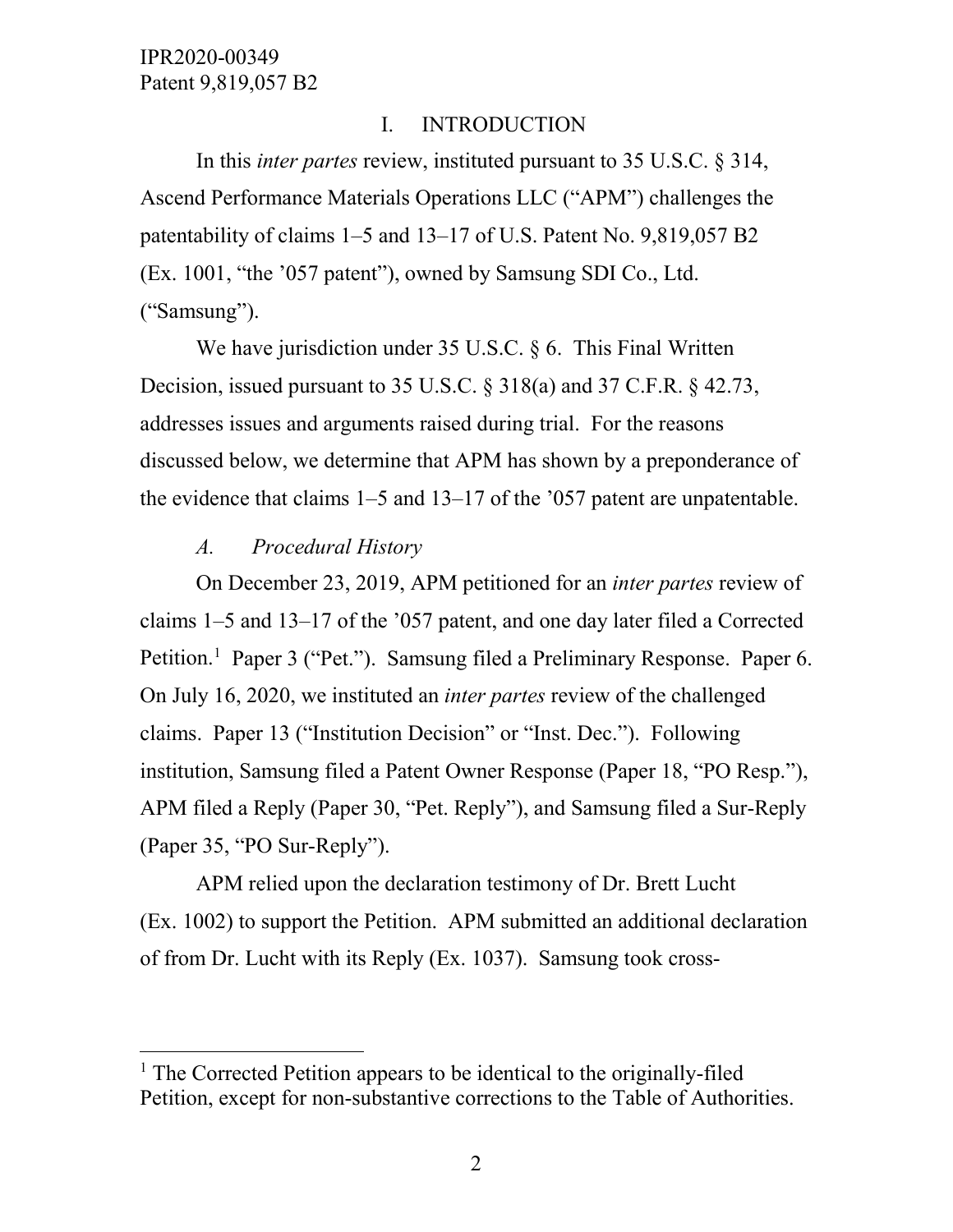# I. INTRODUCTION

In this *inter partes* review, instituted pursuant to 35 U.S.C. § 314, Ascend Performance Materials Operations LLC ("APM") challenges the patentability of claims 1–5 and 13–17 of U.S. Patent No. 9,819,057 B2 (Ex. 1001, "the '057 patent"), owned by Samsung SDI Co., Ltd. ("Samsung").

We have jurisdiction under 35 U.S.C. § 6. This Final Written Decision, issued pursuant to 35 U.S.C. § 318(a) and 37 C.F.R. § 42.73, addresses issues and arguments raised during trial. For the reasons discussed below, we determine that APM has shown by a preponderance of the evidence that claims 1–5 and 13–17 of the '057 patent are unpatentable.

## *A. Procedural History*

On December 23, 2019, APM petitioned for an *inter partes* review of claims 1–5 and 13–17 of the '057 patent, and one day later filed a Corrected Petition.[1] Paper 3 ("Pet."). Samsung filed a Preliminary Response. Paper 6. On July 16, 2020, we instituted an *inter partes* review of the challenged claims. Paper 13 ("Institution Decision" or "Inst. Dec."). Following institution, Samsung filed a Patent Owner Response (Paper 18, "PO Resp."), APM filed a Reply (Paper 30, "Pet. Reply"), and Samsung filed a Sur-Reply (Paper 35, "PO Sur-Reply").

APM relied upon the declaration testimony of Dr. Brett Lucht (Ex. 1002) to support the Petition. APM submitted an additional declaration of from Dr. Lucht with its Reply (Ex. 1037). Samsung took cross-

[1] The Corrected Petition appears to be identical to the originally-filed Petition, except for non-substantive corrections to the Table of Authorities.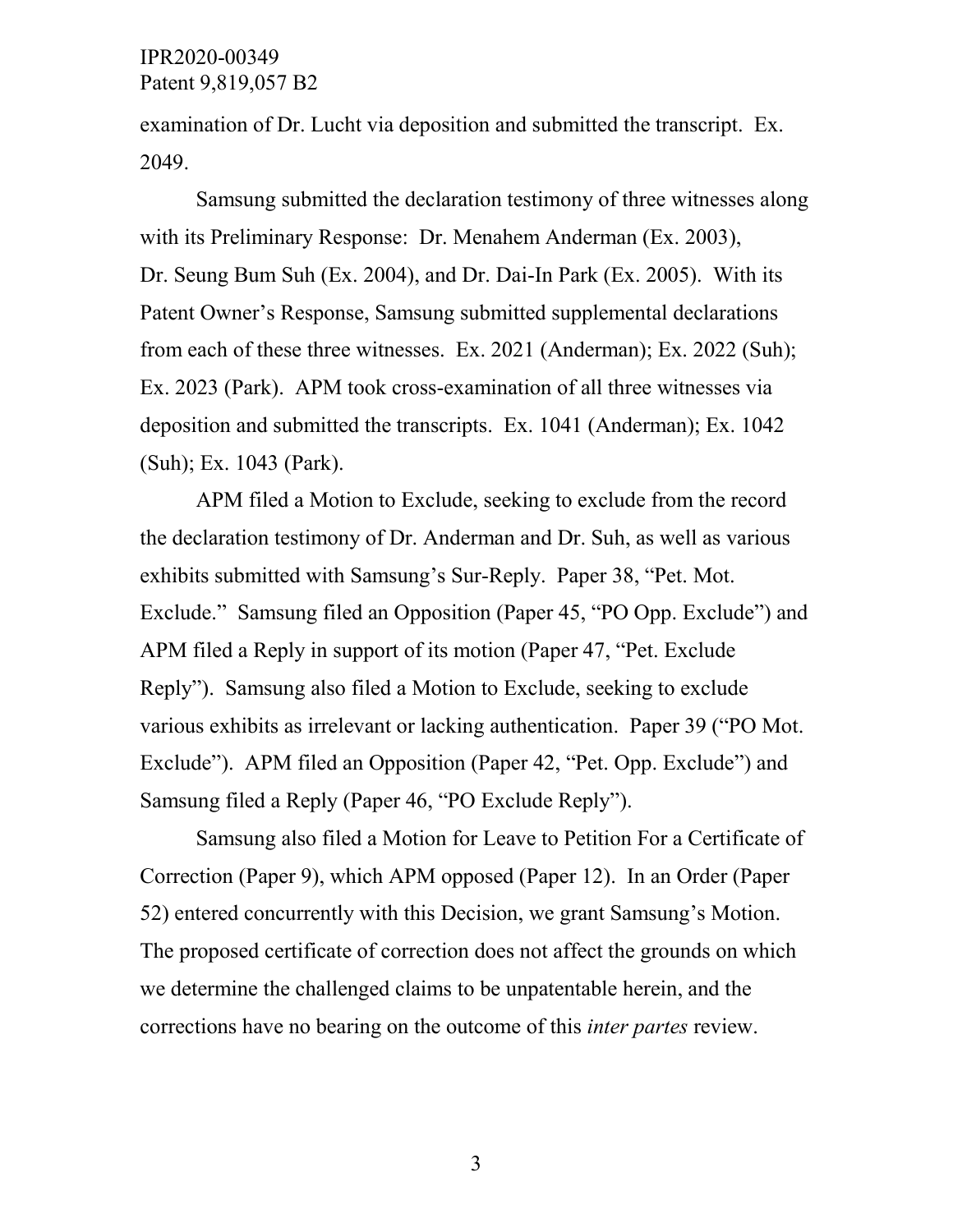examination of Dr. Lucht via deposition and submitted the transcript. Ex. 2049.

Samsung submitted the declaration testimony of three witnesses along with its Preliminary Response: Dr. Menahem Anderman (Ex. 2003), Dr. Seung Bum Suh (Ex. 2004), and Dr. Dai-In Park (Ex. 2005). With its Patent Owner's Response, Samsung submitted supplemental declarations from each of these three witnesses. Ex. 2021 (Anderman); Ex. 2022 (Suh); Ex. 2023 (Park). APM took cross-examination of all three witnesses via deposition and submitted the transcripts. Ex. 1041 (Anderman); Ex. 1042 (Suh); Ex. 1043 (Park).

APM filed a Motion to Exclude, seeking to exclude from the record the declaration testimony of Dr. Anderman and Dr. Suh, as well as various exhibits submitted with Samsung's Sur-Reply. Paper 38, "Pet. Mot. Exclude." Samsung filed an Opposition (Paper 45, "PO Opp. Exclude") and APM filed a Reply in support of its motion (Paper 47, "Pet. Exclude Reply"). Samsung also filed a Motion to Exclude, seeking to exclude various exhibits as irrelevant or lacking authentication. Paper 39 ("PO Mot. Exclude"). APM filed an Opposition (Paper 42, "Pet. Opp. Exclude") and Samsung filed a Reply (Paper 46, "PO Exclude Reply").

Samsung also filed a Motion for Leave to Petition For a Certificate of Correction (Paper 9), which APM opposed (Paper 12). In an Order (Paper 52) entered concurrently with this Decision, we grant Samsung's Motion. The proposed certificate of correction does not affect the grounds on which we determine the challenged claims to be unpatentable herein, and the corrections have no bearing on the outcome of this *inter partes* review.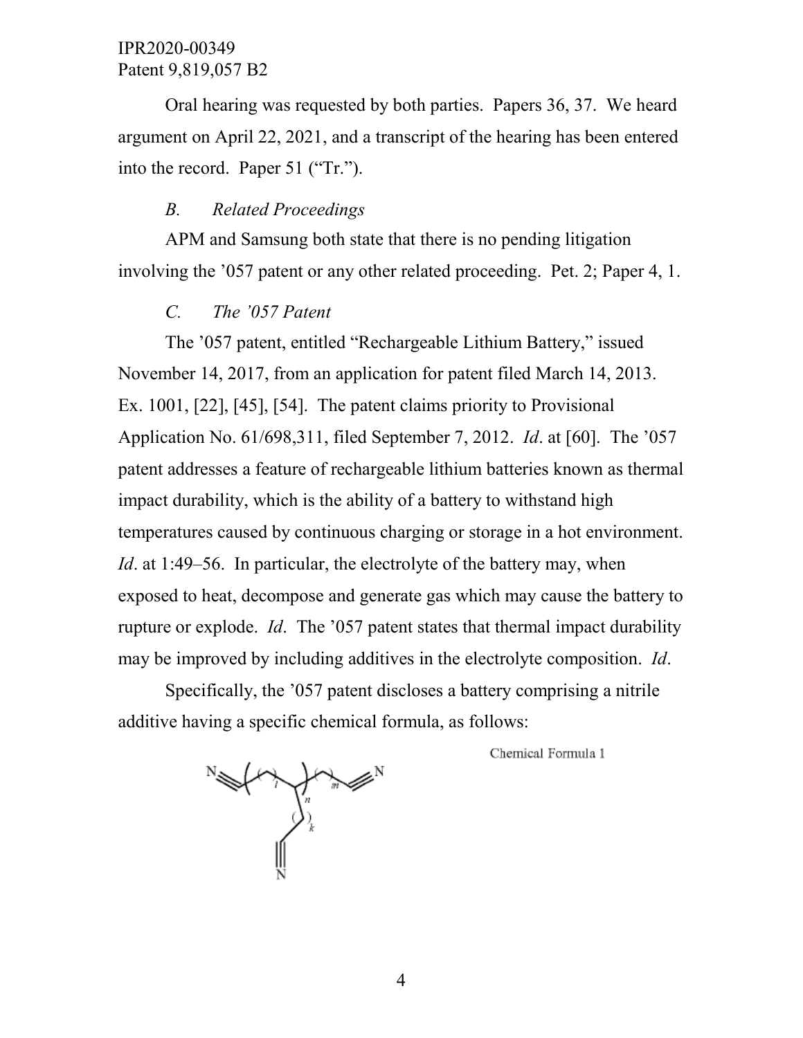Oral hearing was requested by both parties. Papers 36, 37. We heard argument on April 22, 2021, and a transcript of the hearing has been entered into the record. Paper 51 (“Tr.”).

### *B. Related Proceedings*

APM and Samsung both state that there is no pending litigation involving the ’057 patent or any other related proceeding. Pet. 2; Paper 4, 1.

### *C. The ’057 Patent*

The ’057 patent, entitled “Rechargeable Lithium Battery,” issued November 14, 2017, from an application for patent filed March 14, 2013. Ex. 1001, [22], [45], [54]. The patent claims priority to Provisional Application No. 61/698,311, filed September 7, 2012. *Id*. at [60]. The ’057 patent addresses a feature of rechargeable lithium batteries known as thermal impact durability, which is the ability of a battery to withstand high temperatures caused by continuous charging or storage in a hot environment. *Id*. at 1:49–56. In particular, the electrolyte of the battery may, when exposed to heat, decompose and generate gas which may cause the battery to rupture or explode. *Id*. The ’057 patent states that thermal impact durability may be improved by including additives in the electrolyte composition. *Id*.

Specifically, the ’057 patent discloses a battery comprising a nitrile additive having a specific chemical formula, as follows:

Chemical Formula 1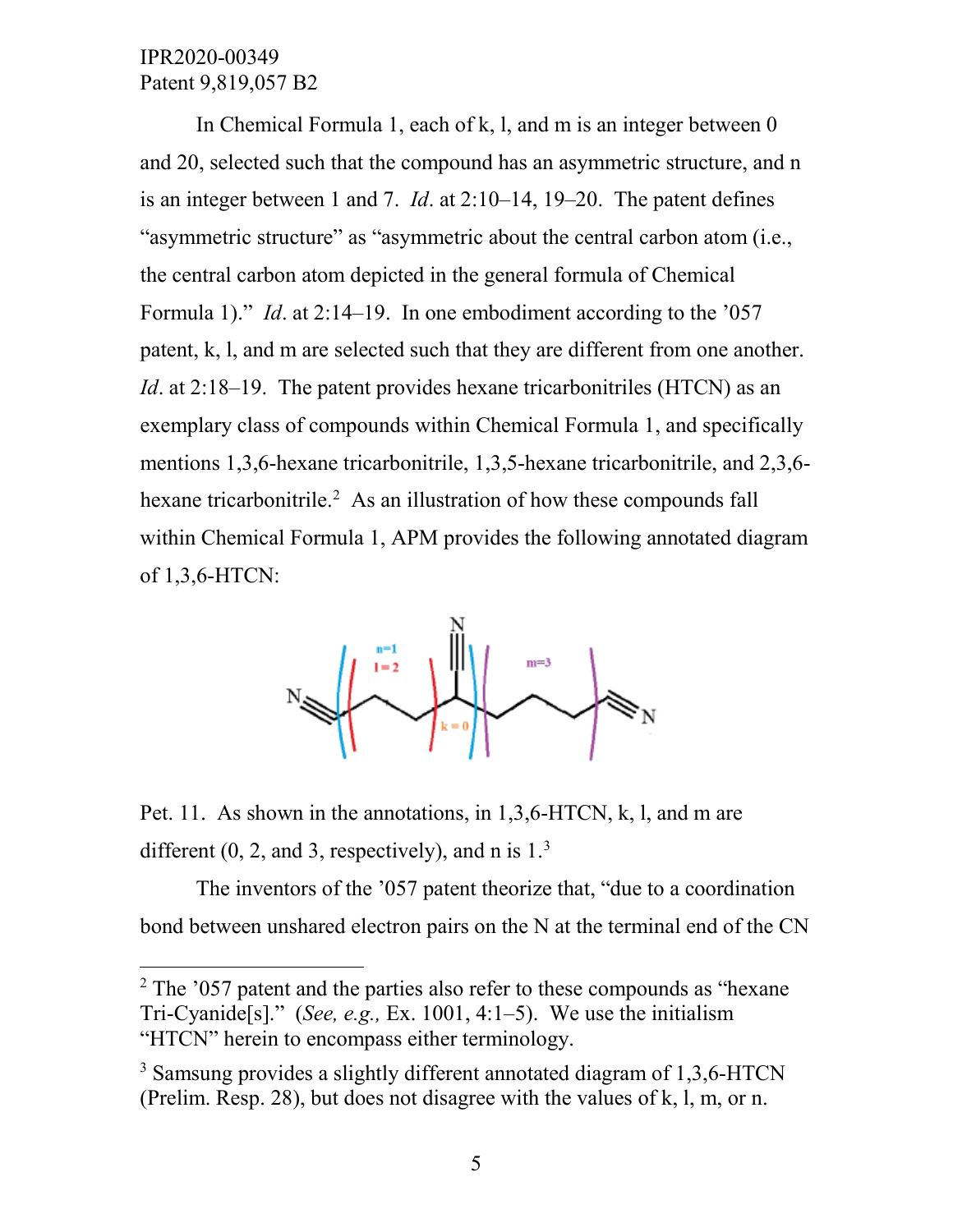In Chemical Formula 1, each of k, l, and m is an integer between 0 and 20, selected such that the compound has an asymmetric structure, and n is an integer between 1 and 7. *Id*. at 2:10–14, 19–20. The patent defines "asymmetric structure" as "asymmetric about the central carbon atom (i.e., the central carbon atom depicted in the general formula of Chemical Formula 1)." *Id*. at 2:14–19. In one embodiment according to the '057 patent, k, l, and m are selected such that they are different from one another. *Id*. at 2:18–19. The patent provides hexane tricarbonitriles (HTCN) as an exemplary class of compounds within Chemical Formula 1, and specifically mentions 1,3,6-hexane tricarbonitrile, 1,3,5-hexane tricarbonitrile, and 2,3,6-hexane tricarbonitrile.[2] As an illustration of how these compounds fall within Chemical Formula 1, APM provides the following annotated diagram of 1,3,6-HTCN:

Pet. 11. As shown in the annotations, in 1,3,6-HTCN, k, l, and m are different (0, 2, and 3, respectively), and n is 1.[3]

The inventors of the '057 patent theorize that, "due to a coordination bond between unshared electron pairs on the N at the terminal end of the CN

---

[2] The '057 patent and the parties also refer to these compounds as "hexane Tri-Cyanide[s]." (*See, e.g.,* Ex. 1001, 4:1–5). We use the initialism "HTCN" herein to encompass either terminology.

[3] Samsung provides a slightly different annotated diagram of 1,3,6-HTCN (Prelim. Resp. 28), but does not disagree with the values of k, l, m, or n.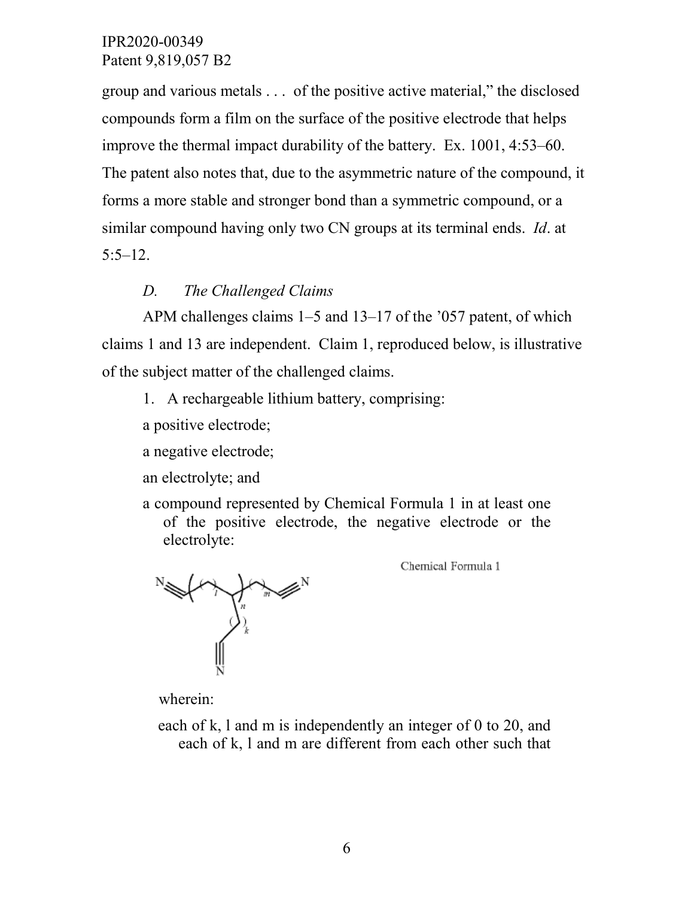group and various metals . . . of the positive active material," the disclosed compounds form a film on the surface of the positive electrode that helps improve the thermal impact durability of the battery. Ex. 1001, 4:53–60. The patent also notes that, due to the asymmetric nature of the compound, it forms a more stable and stronger bond than a symmetric compound, or a similar compound having only two CN groups at its terminal ends. *Id*. at 5:5–12.

### *D. The Challenged Claims*

APM challenges claims 1–5 and 13–17 of the '057 patent, of which claims 1 and 13 are independent. Claim 1, reproduced below, is illustrative of the subject matter of the challenged claims.

> 1. A rechargeable lithium battery, comprising:
>
> a positive electrode;
>
> a negative electrode;
>
> an electrolyte; and
>
> a compound represented by Chemical Formula 1 in at least one of the positive electrode, the negative electrode or the electrolyte:
>
> Chemical Formula 1
>
> wherein:
>
> each of k, l and m is independently an integer of 0 to 20, and each of k, l and m are different from each other such that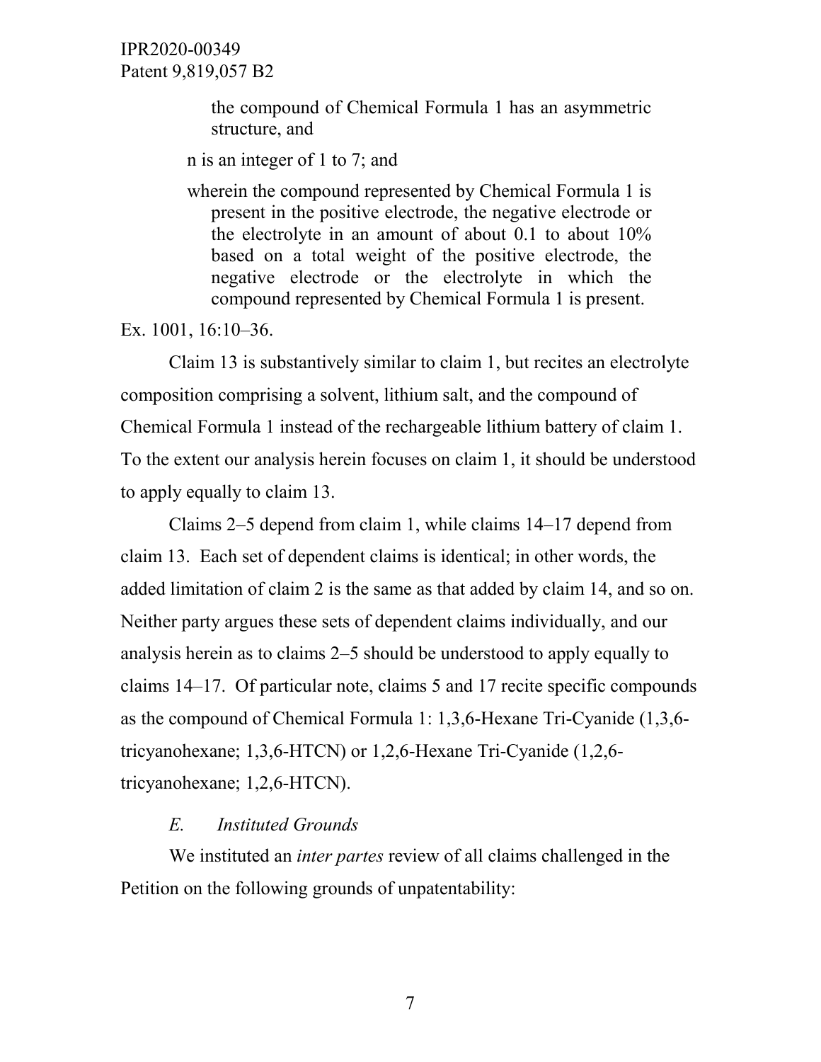the compound of Chemical Formula 1 has an asymmetric structure, and

n is an integer of 1 to 7; and

wherein the compound represented by Chemical Formula 1 is present in the positive electrode, the negative electrode or the electrolyte in an amount of about 0.1 to about 10% based on a total weight of the positive electrode, the negative electrode or the electrolyte in which the compound represented by Chemical Formula 1 is present.

Ex. 1001, 16:10–36.

Claim 13 is substantively similar to claim 1, but recites an electrolyte composition comprising a solvent, lithium salt, and the compound of Chemical Formula 1 instead of the rechargeable lithium battery of claim 1. To the extent our analysis herein focuses on claim 1, it should be understood to apply equally to claim 13.

Claims 2–5 depend from claim 1, while claims 14–17 depend from claim 13. Each set of dependent claims is identical; in other words, the added limitation of claim 2 is the same as that added by claim 14, and so on. Neither party argues these sets of dependent claims individually, and our analysis herein as to claims 2–5 should be understood to apply equally to claims 14–17. Of particular note, claims 5 and 17 recite specific compounds as the compound of Chemical Formula 1: 1,3,6-Hexane Tri-Cyanide (1,3,6-tricyanohexane; 1,3,6-HTCN) or 1,2,6-Hexane Tri-Cyanide (1,2,6-tricyanohexane; 1,2,6-HTCN).

### *E. Instituted Grounds*

We instituted an *inter partes* review of all claims challenged in the Petition on the following grounds of unpatentability: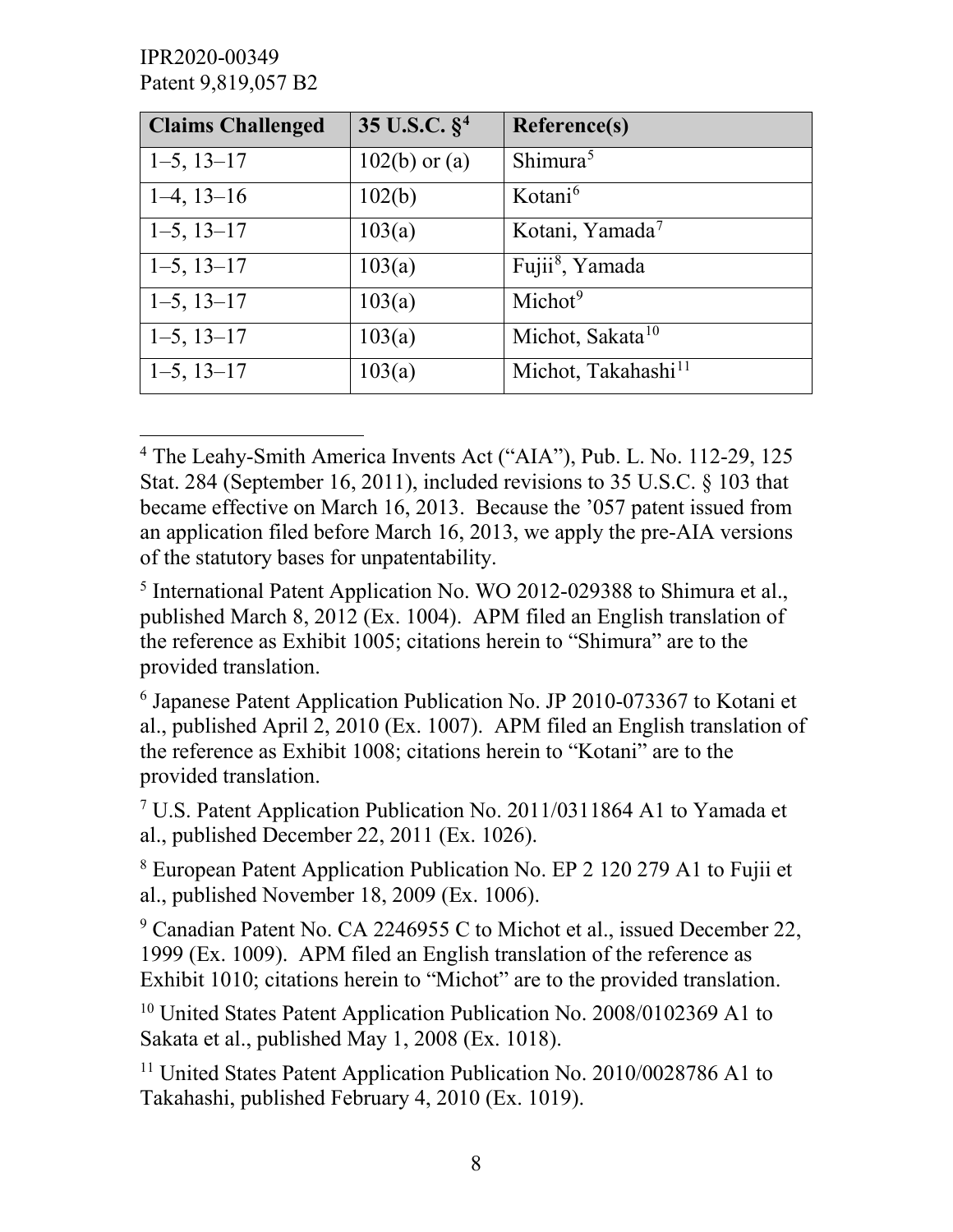| Claims Challenged | 35 U.S.C. §[4] | Reference(s) |
|---|---|---|
| 1–5, 13–17 | 102(b) or (a) | Shimura[5] |
| 1–4, 13–16 | 102(b) | Kotani[6] |
| 1–5, 13–17 | 103(a) | Kotani, Yamada[7] |
| 1–5, 13–17 | 103(a) | Fujii[8], Yamada |
| 1–5, 13–17 | 103(a) | Michot[9] |
| 1–5, 13–17 | 103(a) | Michot, Sakata[10] |
| 1–5, 13–17 | 103(a) | Michot, Takahashi[11] |

---

[4] The Leahy-Smith America Invents Act ("AIA"), Pub. L. No. 112-29, 125 Stat. 284 (September 16, 2011), included revisions to 35 U.S.C. § 103 that became effective on March 16, 2013. Because the '057 patent issued from an application filed before March 16, 2013, we apply the pre-AIA versions of the statutory bases for unpatentability.

[5] International Patent Application No. WO 2012-029388 to Shimura et al., published March 8, 2012 (Ex. 1004). APM filed an English translation of the reference as Exhibit 1005; citations herein to "Shimura" are to the provided translation.

[6] Japanese Patent Application Publication No. JP 2010-073367 to Kotani et al., published April 2, 2010 (Ex. 1007). APM filed an English translation of the reference as Exhibit 1008; citations herein to "Kotani" are to the provided translation.

[7] U.S. Patent Application Publication No. 2011/0311864 A1 to Yamada et al., published December 22, 2011 (Ex. 1026).

[8] European Patent Application Publication No. EP 2 120 279 A1 to Fujii et al., published November 18, 2009 (Ex. 1006).

[9] Canadian Patent No. CA 2246955 C to Michot et al., issued December 22, 1999 (Ex. 1009). APM filed an English translation of the reference as Exhibit 1010; citations herein to "Michot" are to the provided translation.

[10] United States Patent Application Publication No. 2008/0102369 A1 to Sakata et al., published May 1, 2008 (Ex. 1018).

[11] United States Patent Application Publication No. 2010/0028786 A1 to Takahashi, published February 4, 2010 (Ex. 1019).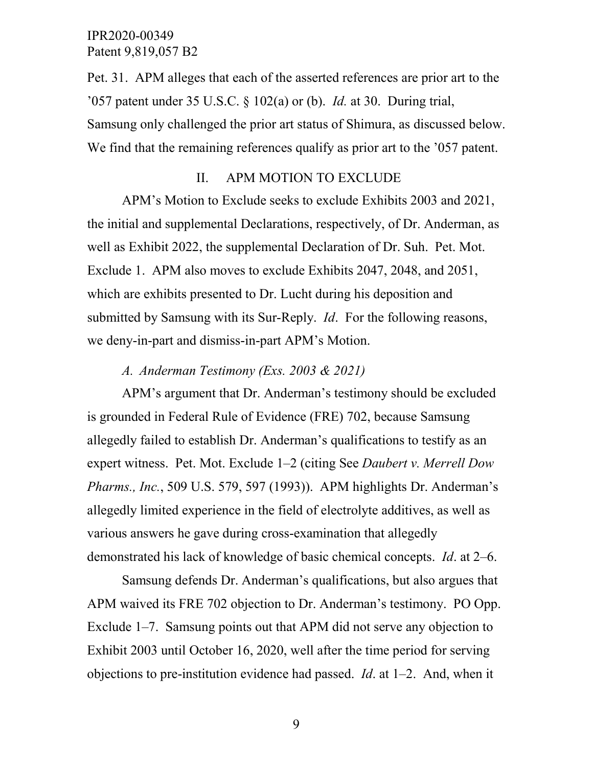Pet. 31. APM alleges that each of the asserted references are prior art to the '057 patent under 35 U.S.C. § 102(a) or (b). *Id.* at 30. During trial, Samsung only challenged the prior art status of Shimura, as discussed below. We find that the remaining references qualify as prior art to the '057 patent.

## II. APM MOTION TO EXCLUDE

APM's Motion to Exclude seeks to exclude Exhibits 2003 and 2021, the initial and supplemental Declarations, respectively, of Dr. Anderman, as well as Exhibit 2022, the supplemental Declaration of Dr. Suh. Pet. Mot. Exclude 1. APM also moves to exclude Exhibits 2047, 2048, and 2051, which are exhibits presented to Dr. Lucht during his deposition and submitted by Samsung with its Sur-Reply. *Id*. For the following reasons, we deny-in-part and dismiss-in-part APM's Motion.

### *A. Anderman Testimony (Exs. 2003 & 2021)*

APM's argument that Dr. Anderman's testimony should be excluded is grounded in Federal Rule of Evidence (FRE) 702, because Samsung allegedly failed to establish Dr. Anderman's qualifications to testify as an expert witness. Pet. Mot. Exclude 1–2 (citing See *Daubert v. Merrell Dow Pharms., Inc.*, 509 U.S. 579, 597 (1993)). APM highlights Dr. Anderman's allegedly limited experience in the field of electrolyte additives, as well as various answers he gave during cross-examination that allegedly demonstrated his lack of knowledge of basic chemical concepts. *Id*. at 2–6.

Samsung defends Dr. Anderman's qualifications, but also argues that APM waived its FRE 702 objection to Dr. Anderman's testimony. PO Opp. Exclude 1–7. Samsung points out that APM did not serve any objection to Exhibit 2003 until October 16, 2020, well after the time period for serving objections to pre-institution evidence had passed. *Id*. at 1–2. And, when it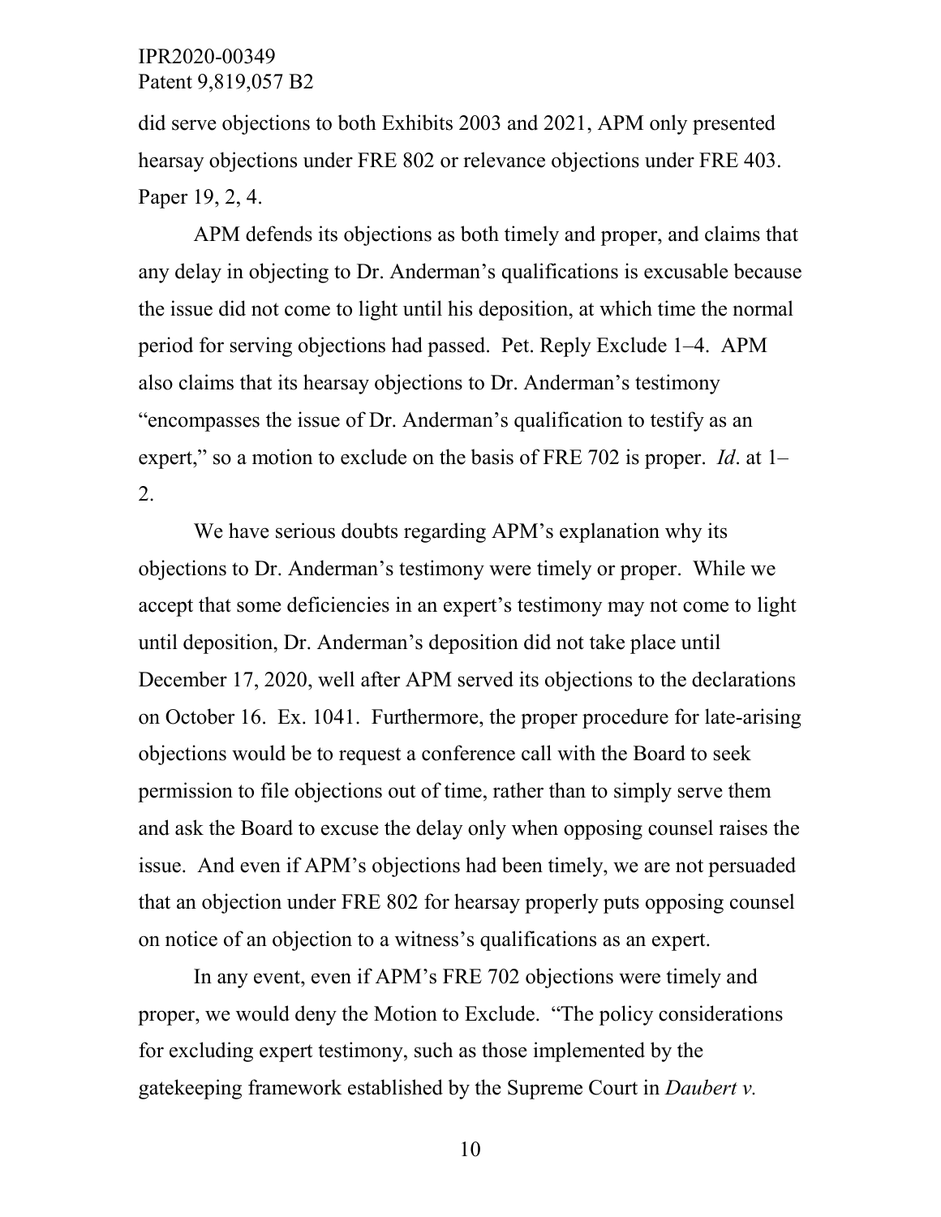did serve objections to both Exhibits 2003 and 2021, APM only presented hearsay objections under FRE 802 or relevance objections under FRE 403. Paper 19, 2, 4.

APM defends its objections as both timely and proper, and claims that any delay in objecting to Dr. Anderman's qualifications is excusable because the issue did not come to light until his deposition, at which time the normal period for serving objections had passed. Pet. Reply Exclude 1–4. APM also claims that its hearsay objections to Dr. Anderman's testimony "encompasses the issue of Dr. Anderman's qualification to testify as an expert," so a motion to exclude on the basis of FRE 702 is proper. *Id*. at 1–2.

We have serious doubts regarding APM's explanation why its objections to Dr. Anderman's testimony were timely or proper. While we accept that some deficiencies in an expert's testimony may not come to light until deposition, Dr. Anderman's deposition did not take place until December 17, 2020, well after APM served its objections to the declarations on October 16. Ex. 1041. Furthermore, the proper procedure for late-arising objections would be to request a conference call with the Board to seek permission to file objections out of time, rather than to simply serve them and ask the Board to excuse the delay only when opposing counsel raises the issue. And even if APM's objections had been timely, we are not persuaded that an objection under FRE 802 for hearsay properly puts opposing counsel on notice of an objection to a witness's qualifications as an expert.

In any event, even if APM's FRE 702 objections were timely and proper, we would deny the Motion to Exclude. "The policy considerations for excluding expert testimony, such as those implemented by the gatekeeping framework established by the Supreme Court in *Daubert v.*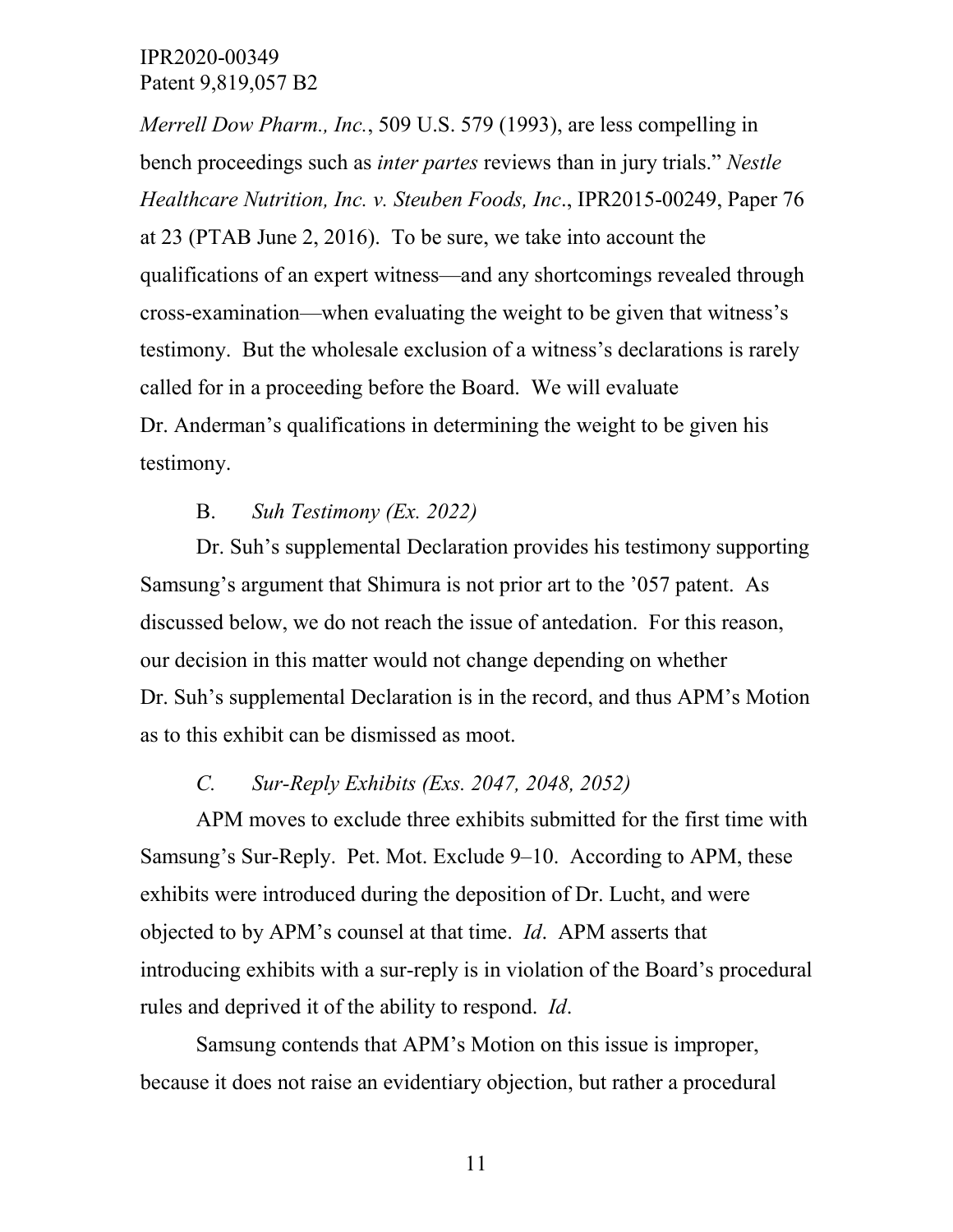*Merrell Dow Pharm., Inc.*, 509 U.S. 579 (1993), are less compelling in bench proceedings such as *inter partes* reviews than in jury trials." *Nestle Healthcare Nutrition, Inc. v. Steuben Foods, Inc*., IPR2015-00249, Paper 76 at 23 (PTAB June 2, 2016). To be sure, we take into account the qualifications of an expert witness—and any shortcomings revealed through cross-examination—when evaluating the weight to be given that witness's testimony. But the wholesale exclusion of a witness's declarations is rarely called for in a proceeding before the Board. We will evaluate Dr. Anderman's qualifications in determining the weight to be given his testimony.

### B. *Suh Testimony (Ex. 2022)*

Dr. Suh's supplemental Declaration provides his testimony supporting Samsung's argument that Shimura is not prior art to the '057 patent. As discussed below, we do not reach the issue of antedation. For this reason, our decision in this matter would not change depending on whether Dr. Suh's supplemental Declaration is in the record, and thus APM's Motion as to this exhibit can be dismissed as moot.

### *C. Sur-Reply Exhibits (Exs. 2047, 2048, 2052)*

APM moves to exclude three exhibits submitted for the first time with Samsung's Sur-Reply. Pet. Mot. Exclude 9–10. According to APM, these exhibits were introduced during the deposition of Dr. Lucht, and were objected to by APM's counsel at that time. *Id*. APM asserts that introducing exhibits with a sur-reply is in violation of the Board's procedural rules and deprived it of the ability to respond. *Id*.

Samsung contends that APM's Motion on this issue is improper, because it does not raise an evidentiary objection, but rather a procedural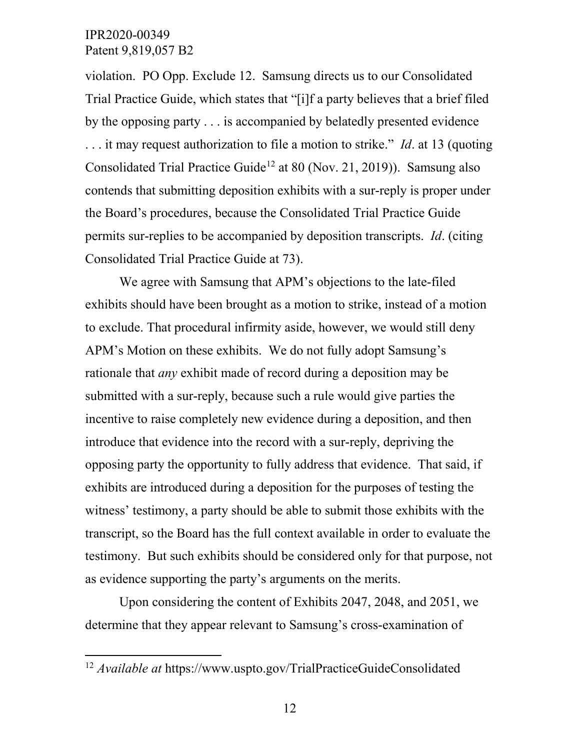violation. PO Opp. Exclude 12. Samsung directs us to our Consolidated Trial Practice Guide, which states that "[i]f a party believes that a brief filed by the opposing party . . . is accompanied by belatedly presented evidence . . . it may request authorization to file a motion to strike." *Id*. at 13 (quoting Consolidated Trial Practice Guide[12] at 80 (Nov. 21, 2019)). Samsung also contends that submitting deposition exhibits with a sur-reply is proper under the Board's procedures, because the Consolidated Trial Practice Guide permits sur-replies to be accompanied by deposition transcripts. *Id*. (citing Consolidated Trial Practice Guide at 73).

We agree with Samsung that APM's objections to the late-filed exhibits should have been brought as a motion to strike, instead of a motion to exclude. That procedural infirmity aside, however, we would still deny APM's Motion on these exhibits. We do not fully adopt Samsung's rationale that *any* exhibit made of record during a deposition may be submitted with a sur-reply, because such a rule would give parties the incentive to raise completely new evidence during a deposition, and then introduce that evidence into the record with a sur-reply, depriving the opposing party the opportunity to fully address that evidence. That said, if exhibits are introduced during a deposition for the purposes of testing the witness' testimony, a party should be able to submit those exhibits with the transcript, so the Board has the full context available in order to evaluate the testimony. But such exhibits should be considered only for that purpose, not as evidence supporting the party's arguments on the merits.

Upon considering the content of Exhibits 2047, 2048, and 2051, we determine that they appear relevant to Samsung's cross-examination of

[12] *Available at* https://www.uspto.gov/TrialPracticeGuideConsolidated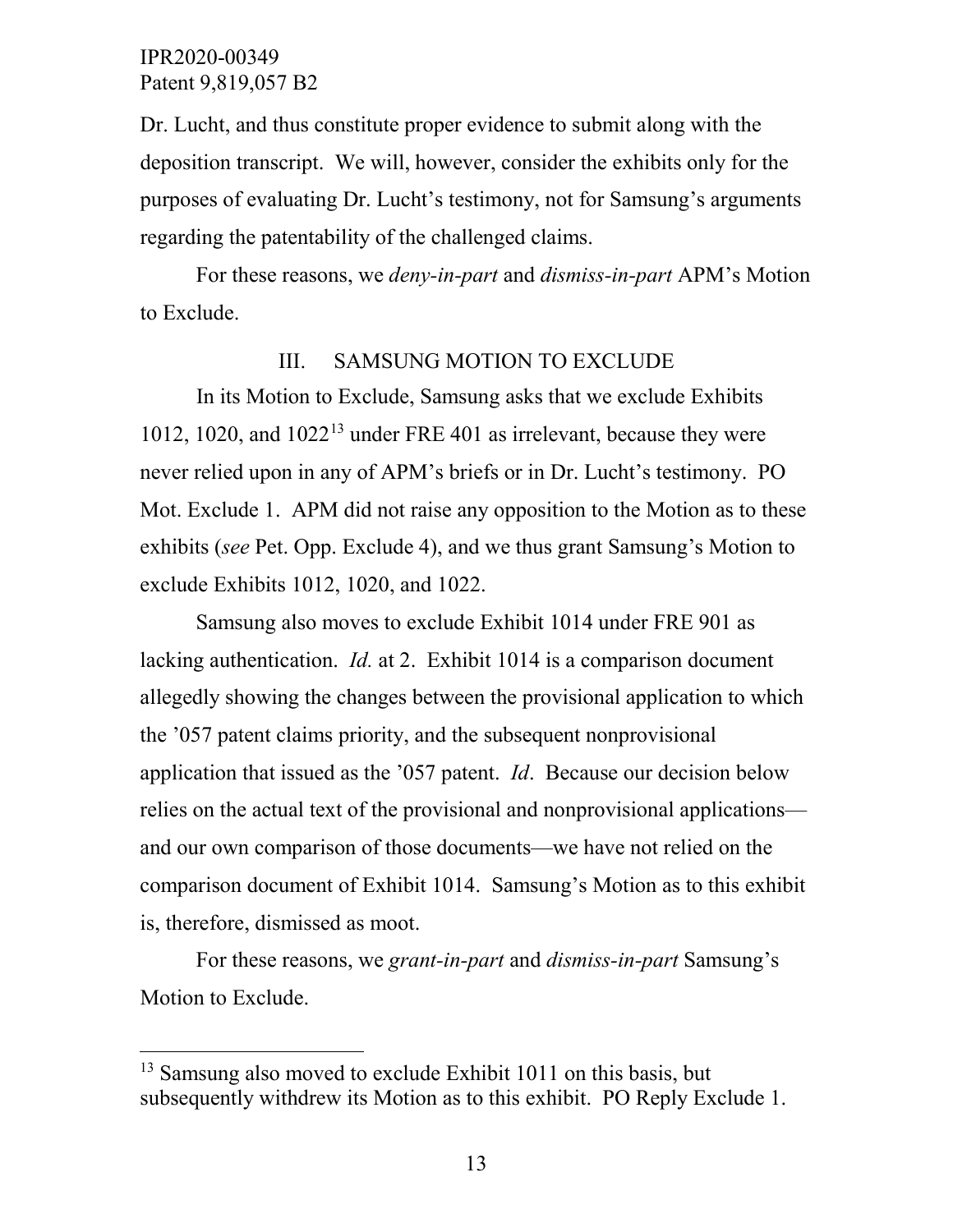Dr. Lucht, and thus constitute proper evidence to submit along with the deposition transcript. We will, however, consider the exhibits only for the purposes of evaluating Dr. Lucht's testimony, not for Samsung's arguments regarding the patentability of the challenged claims.

For these reasons, we *deny-in-part* and *dismiss-in-part* APM's Motion to Exclude.

## III. SAMSUNG MOTION TO EXCLUDE

In its Motion to Exclude, Samsung asks that we exclude Exhibits 1012, 1020, and 1022[13] under FRE 401 as irrelevant, because they were never relied upon in any of APM's briefs or in Dr. Lucht's testimony. PO Mot. Exclude 1. APM did not raise any opposition to the Motion as to these exhibits (*see* Pet. Opp. Exclude 4), and we thus grant Samsung's Motion to exclude Exhibits 1012, 1020, and 1022.

Samsung also moves to exclude Exhibit 1014 under FRE 901 as lacking authentication. *Id.* at 2. Exhibit 1014 is a comparison document allegedly showing the changes between the provisional application to which the '057 patent claims priority, and the subsequent nonprovisional application that issued as the '057 patent. *Id*. Because our decision below relies on the actual text of the provisional and nonprovisional applications—and our own comparison of those documents—we have not relied on the comparison document of Exhibit 1014. Samsung's Motion as to this exhibit is, therefore, dismissed as moot.

For these reasons, we *grant-in-part* and *dismiss-in-part* Samsung's Motion to Exclude.

---

[13] Samsung also moved to exclude Exhibit 1011 on this basis, but subsequently withdrew its Motion as to this exhibit. PO Reply Exclude 1.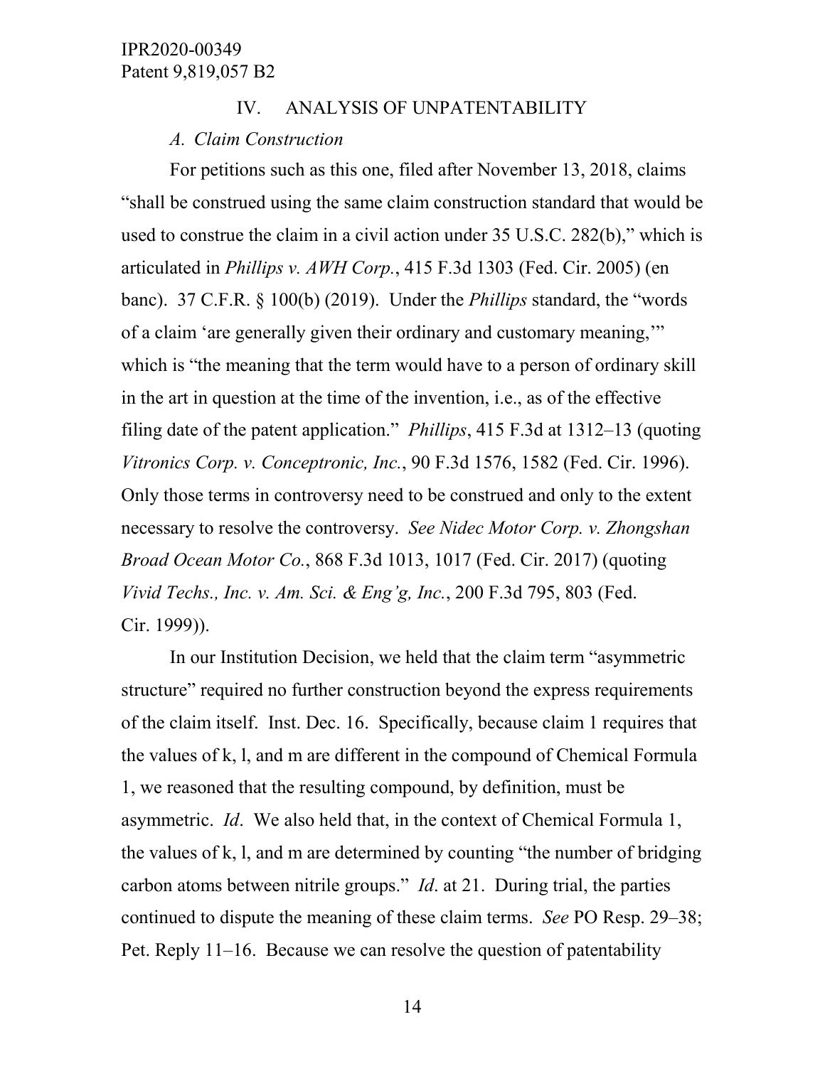## IV. ANALYSIS OF UNPATENTABILITY

### *A. Claim Construction*

For petitions such as this one, filed after November 13, 2018, claims "shall be construed using the same claim construction standard that would be used to construe the claim in a civil action under 35 U.S.C. 282(b)," which is articulated in *Phillips v. AWH Corp.*, 415 F.3d 1303 (Fed. Cir. 2005) (en banc). 37 C.F.R. § 100(b) (2019). Under the *Phillips* standard, the "words of a claim 'are generally given their ordinary and customary meaning,'" which is "the meaning that the term would have to a person of ordinary skill in the art in question at the time of the invention, i.e., as of the effective filing date of the patent application." *Phillips*, 415 F.3d at 1312–13 (quoting *Vitronics Corp. v. Conceptronic, Inc.*, 90 F.3d 1576, 1582 (Fed. Cir. 1996). Only those terms in controversy need to be construed and only to the extent necessary to resolve the controversy. *See Nidec Motor Corp. v. Zhongshan Broad Ocean Motor Co.*, 868 F.3d 1013, 1017 (Fed. Cir. 2017) (quoting *Vivid Techs., Inc. v. Am. Sci. & Eng'g, Inc.*, 200 F.3d 795, 803 (Fed. Cir. 1999)).

In our Institution Decision, we held that the claim term "asymmetric structure" required no further construction beyond the express requirements of the claim itself. Inst. Dec. 16. Specifically, because claim 1 requires that the values of k, l, and m are different in the compound of Chemical Formula 1, we reasoned that the resulting compound, by definition, must be asymmetric. *Id*. We also held that, in the context of Chemical Formula 1, the values of k, l, and m are determined by counting "the number of bridging carbon atoms between nitrile groups." *Id*. at 21. During trial, the parties continued to dispute the meaning of these claim terms. *See* PO Resp. 29–38; Pet. Reply 11–16. Because we can resolve the question of patentability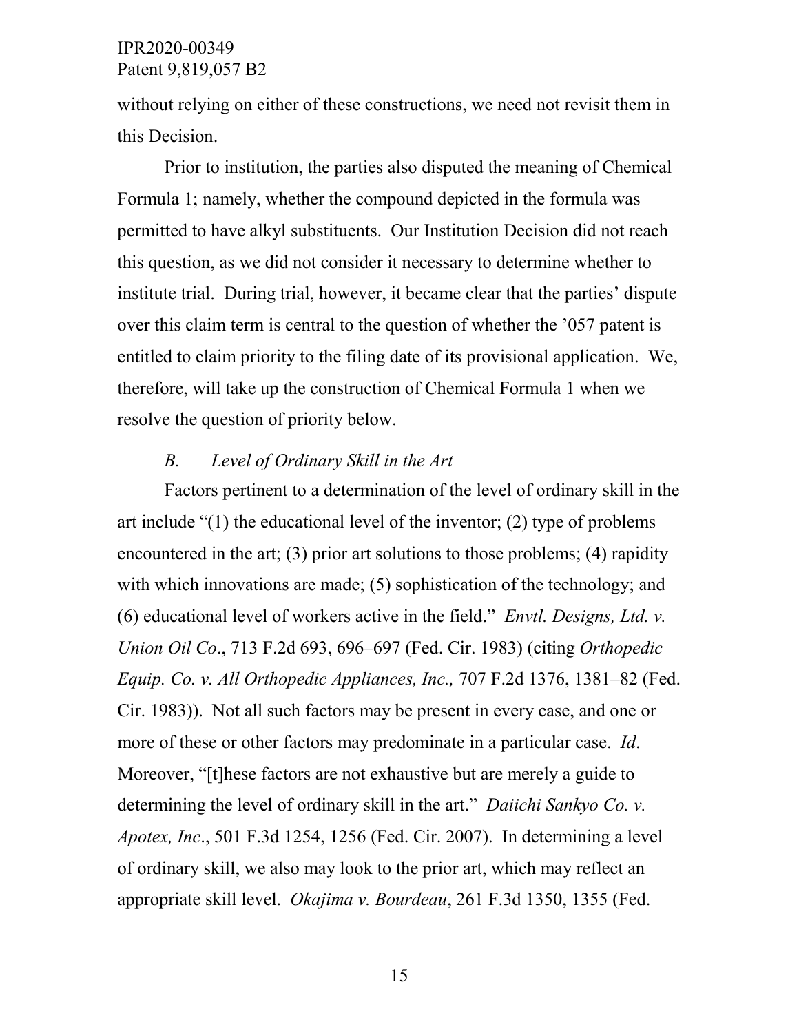without relying on either of these constructions, we need not revisit them in this Decision.

Prior to institution, the parties also disputed the meaning of Chemical Formula 1; namely, whether the compound depicted in the formula was permitted to have alkyl substituents. Our Institution Decision did not reach this question, as we did not consider it necessary to determine whether to institute trial. During trial, however, it became clear that the parties' dispute over this claim term is central to the question of whether the '057 patent is entitled to claim priority to the filing date of its provisional application. We, therefore, will take up the construction of Chemical Formula 1 when we resolve the question of priority below.

### *B. Level of Ordinary Skill in the Art*

Factors pertinent to a determination of the level of ordinary skill in the art include "(1) the educational level of the inventor; (2) type of problems encountered in the art; (3) prior art solutions to those problems; (4) rapidity with which innovations are made; (5) sophistication of the technology; and (6) educational level of workers active in the field." *Envtl. Designs, Ltd. v. Union Oil Co*., 713 F.2d 693, 696–697 (Fed. Cir. 1983) (citing *Orthopedic Equip. Co. v. All Orthopedic Appliances, Inc.,* 707 F.2d 1376, 1381–82 (Fed. Cir. 1983)). Not all such factors may be present in every case, and one or more of these or other factors may predominate in a particular case. *Id*. Moreover, "[t]hese factors are not exhaustive but are merely a guide to determining the level of ordinary skill in the art." *Daiichi Sankyo Co. v. Apotex, Inc*., 501 F.3d 1254, 1256 (Fed. Cir. 2007). In determining a level of ordinary skill, we also may look to the prior art, which may reflect an appropriate skill level. *Okajima v. Bourdeau*, 261 F.3d 1350, 1355 (Fed.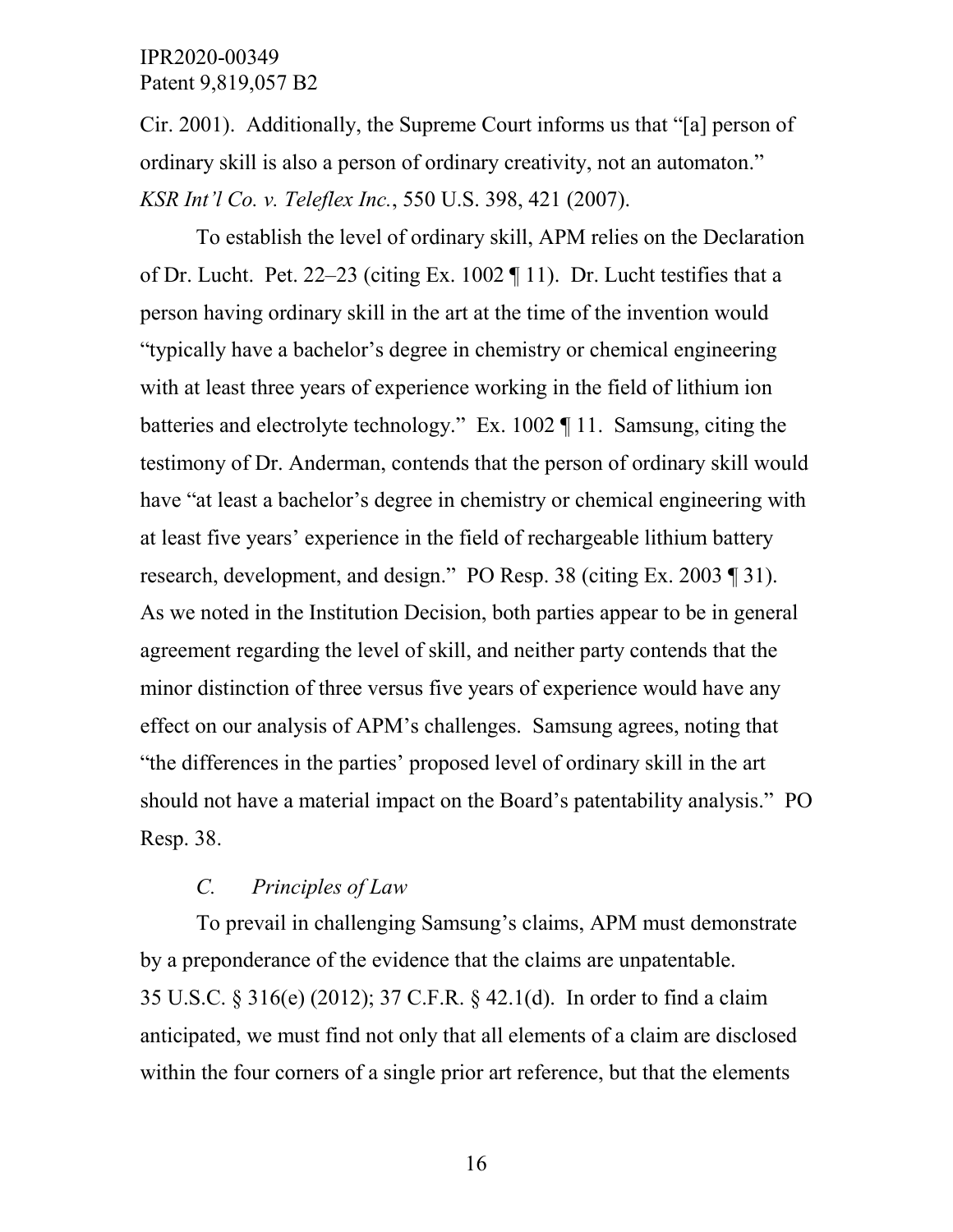Cir. 2001). Additionally, the Supreme Court informs us that "[a] person of ordinary skill is also a person of ordinary creativity, not an automaton." *KSR Int'l Co. v. Teleflex Inc.*, 550 U.S. 398, 421 (2007).

To establish the level of ordinary skill, APM relies on the Declaration of Dr. Lucht. Pet. 22–23 (citing Ex. 1002 ¶ 11). Dr. Lucht testifies that a person having ordinary skill in the art at the time of the invention would "typically have a bachelor's degree in chemistry or chemical engineering with at least three years of experience working in the field of lithium ion batteries and electrolyte technology." Ex. 1002 ¶ 11. Samsung, citing the testimony of Dr. Anderman, contends that the person of ordinary skill would have "at least a bachelor's degree in chemistry or chemical engineering with at least five years' experience in the field of rechargeable lithium battery research, development, and design." PO Resp. 38 (citing Ex. 2003 ¶ 31). As we noted in the Institution Decision, both parties appear to be in general agreement regarding the level of skill, and neither party contends that the minor distinction of three versus five years of experience would have any effect on our analysis of APM's challenges. Samsung agrees, noting that "the differences in the parties' proposed level of ordinary skill in the art should not have a material impact on the Board's patentability analysis." PO Resp. 38.

### *C. Principles of Law*

To prevail in challenging Samsung's claims, APM must demonstrate by a preponderance of the evidence that the claims are unpatentable. 35 U.S.C. § 316(e) (2012); 37 C.F.R. § 42.1(d). In order to find a claim anticipated, we must find not only that all elements of a claim are disclosed within the four corners of a single prior art reference, but that the elements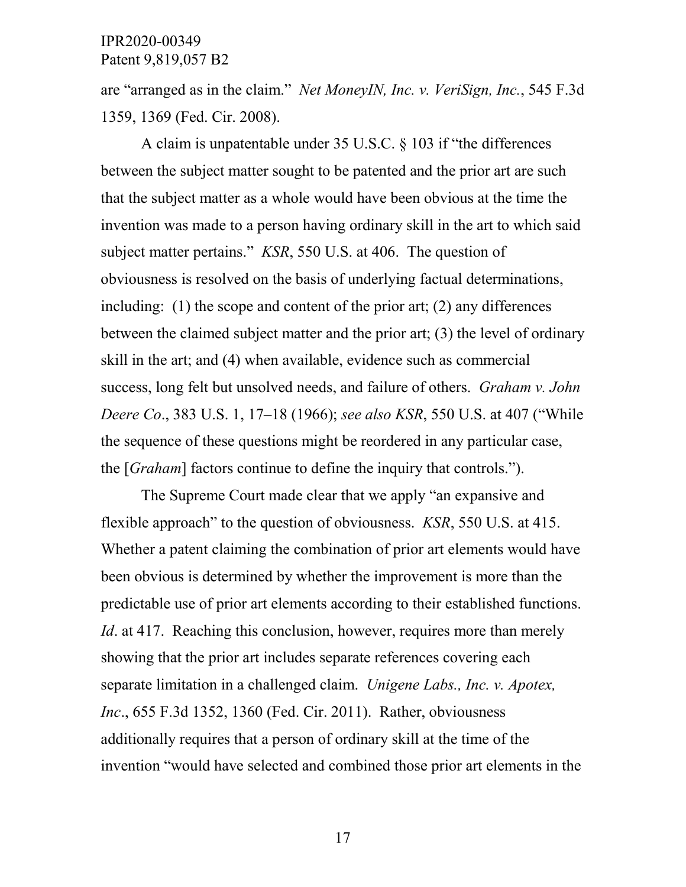are "arranged as in the claim." *Net MoneyIN, Inc. v. VeriSign, Inc.*, 545 F.3d 1359, 1369 (Fed. Cir. 2008).

A claim is unpatentable under 35 U.S.C. § 103 if "the differences between the subject matter sought to be patented and the prior art are such that the subject matter as a whole would have been obvious at the time the invention was made to a person having ordinary skill in the art to which said subject matter pertains." *KSR*, 550 U.S. at 406. The question of obviousness is resolved on the basis of underlying factual determinations, including: (1) the scope and content of the prior art; (2) any differences between the claimed subject matter and the prior art; (3) the level of ordinary skill in the art; and (4) when available, evidence such as commercial success, long felt but unsolved needs, and failure of others. *Graham v. John Deere Co*., 383 U.S. 1, 17–18 (1966); *see also KSR*, 550 U.S. at 407 ("While the sequence of these questions might be reordered in any particular case, the [*Graham*] factors continue to define the inquiry that controls.").

The Supreme Court made clear that we apply "an expansive and flexible approach" to the question of obviousness. *KSR*, 550 U.S. at 415. Whether a patent claiming the combination of prior art elements would have been obvious is determined by whether the improvement is more than the predictable use of prior art elements according to their established functions. *Id*. at 417. Reaching this conclusion, however, requires more than merely showing that the prior art includes separate references covering each separate limitation in a challenged claim. *Unigene Labs., Inc. v. Apotex, Inc*., 655 F.3d 1352, 1360 (Fed. Cir. 2011). Rather, obviousness additionally requires that a person of ordinary skill at the time of the invention "would have selected and combined those prior art elements in the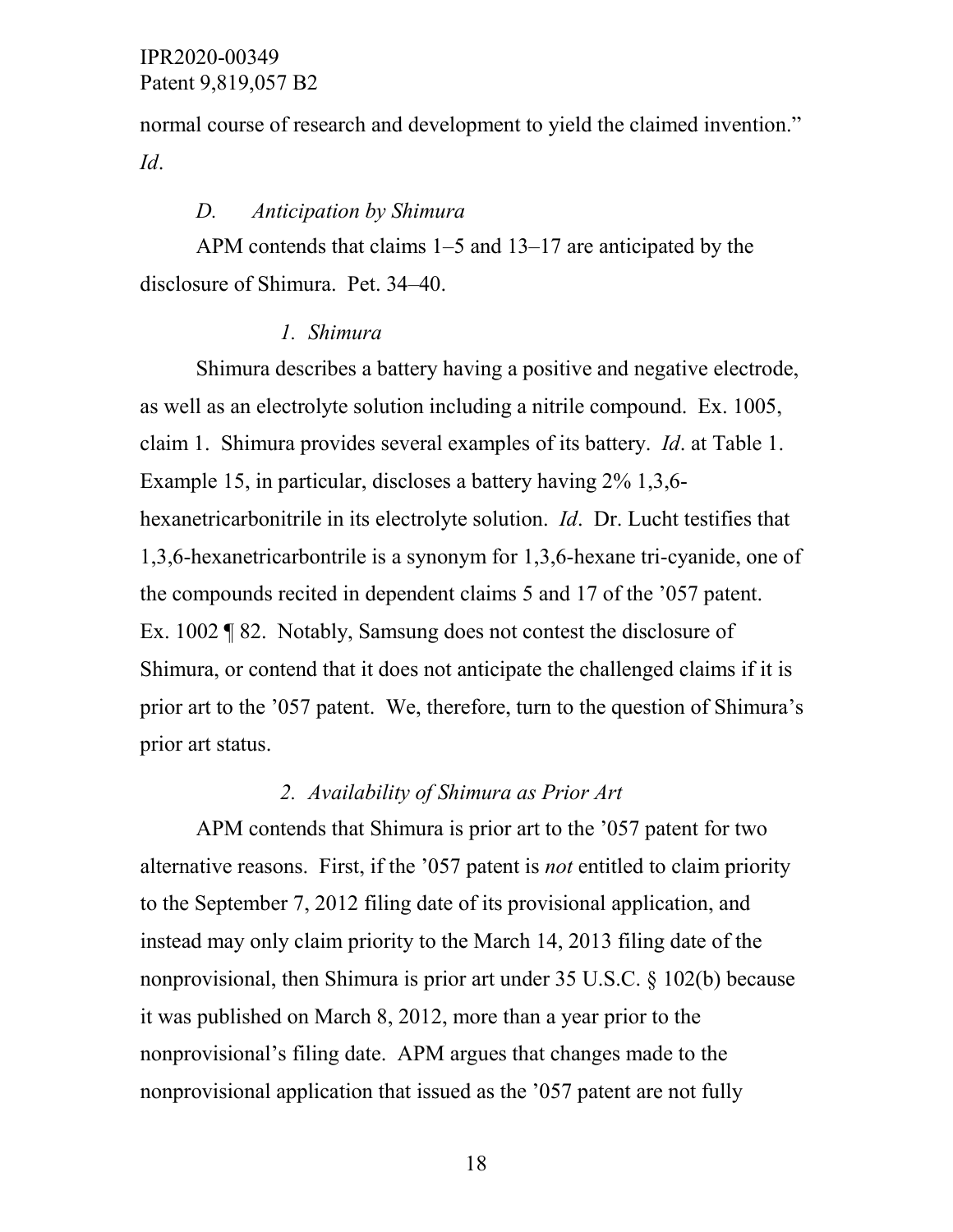normal course of research and development to yield the claimed invention." *Id*.

### *D. Anticipation by Shimura*

APM contends that claims 1–5 and 13–17 are anticipated by the disclosure of Shimura. Pet. 34–40.

#### *1. Shimura*

Shimura describes a battery having a positive and negative electrode, as well as an electrolyte solution including a nitrile compound. Ex. 1005, claim 1. Shimura provides several examples of its battery. *Id*. at Table 1. Example 15, in particular, discloses a battery having 2% 1,3,6-hexanetricarbonitrile in its electrolyte solution. *Id*. Dr. Lucht testifies that 1,3,6-hexanetricarbontrile is a synonym for 1,3,6-hexane tri-cyanide, one of the compounds recited in dependent claims 5 and 17 of the '057 patent. Ex. 1002 ¶ 82. Notably, Samsung does not contest the disclosure of Shimura, or contend that it does not anticipate the challenged claims if it is prior art to the '057 patent. We, therefore, turn to the question of Shimura's prior art status.

#### *2. Availability of Shimura as Prior Art*

APM contends that Shimura is prior art to the '057 patent for two alternative reasons. First, if the '057 patent is *not* entitled to claim priority to the September 7, 2012 filing date of its provisional application, and instead may only claim priority to the March 14, 2013 filing date of the nonprovisional, then Shimura is prior art under 35 U.S.C. § 102(b) because it was published on March 8, 2012, more than a year prior to the nonprovisional's filing date. APM argues that changes made to the nonprovisional application that issued as the '057 patent are not fully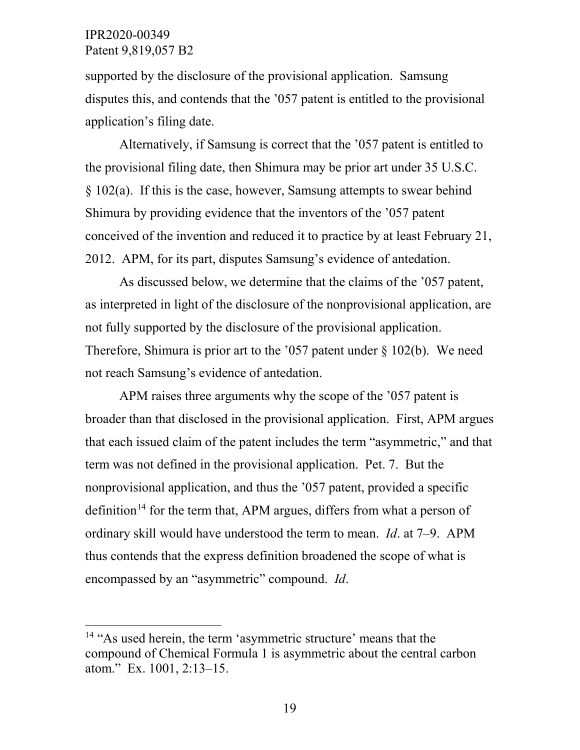supported by the disclosure of the provisional application. Samsung disputes this, and contends that the ’057 patent is entitled to the provisional application’s filing date.

Alternatively, if Samsung is correct that the ’057 patent is entitled to the provisional filing date, then Shimura may be prior art under 35 U.S.C. § 102(a). If this is the case, however, Samsung attempts to swear behind Shimura by providing evidence that the inventors of the ’057 patent conceived of the invention and reduced it to practice by at least February 21, 2012. APM, for its part, disputes Samsung’s evidence of antedation.

As discussed below, we determine that the claims of the ’057 patent, as interpreted in light of the disclosure of the nonprovisional application, are not fully supported by the disclosure of the provisional application. Therefore, Shimura is prior art to the ’057 patent under § 102(b). We need not reach Samsung’s evidence of antedation.

APM raises three arguments why the scope of the ’057 patent is broader than that disclosed in the provisional application. First, APM argues that each issued claim of the patent includes the term “asymmetric,” and that term was not defined in the provisional application. Pet. 7. But the nonprovisional application, and thus the ’057 patent, provided a specific definition[14] for the term that, APM argues, differs from what a person of ordinary skill would have understood the term to mean. *Id*. at 7–9. APM thus contends that the express definition broadened the scope of what is encompassed by an “asymmetric” compound. *Id*.

---

[14] “As used herein, the term ‘asymmetric structure’ means that the compound of Chemical Formula 1 is asymmetric about the central carbon atom.” Ex. 1001, 2:13–15.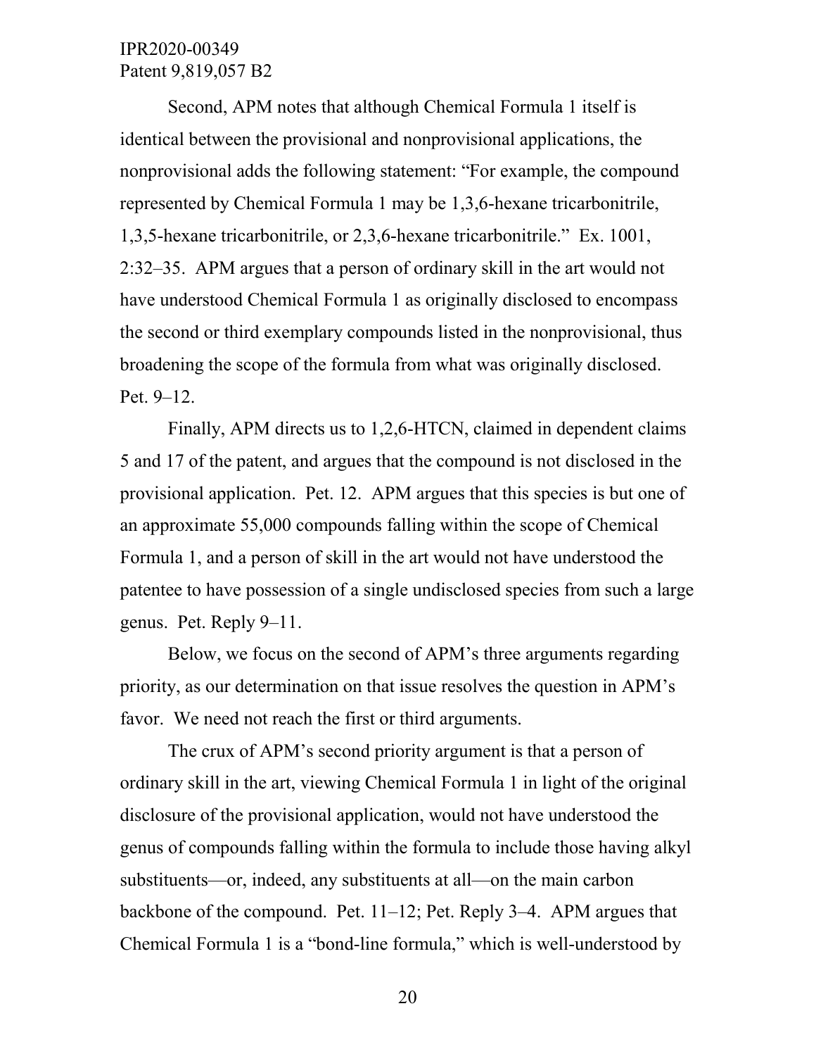Second, APM notes that although Chemical Formula 1 itself is identical between the provisional and nonprovisional applications, the nonprovisional adds the following statement: "For example, the compound represented by Chemical Formula 1 may be 1,3,6-hexane tricarbonitrile, 1,3,5-hexane tricarbonitrile, or 2,3,6-hexane tricarbonitrile." Ex. 1001, 2:32–35. APM argues that a person of ordinary skill in the art would not have understood Chemical Formula 1 as originally disclosed to encompass the second or third exemplary compounds listed in the nonprovisional, thus broadening the scope of the formula from what was originally disclosed. Pet. 9–12.

Finally, APM directs us to 1,2,6-HTCN, claimed in dependent claims 5 and 17 of the patent, and argues that the compound is not disclosed in the provisional application. Pet. 12. APM argues that this species is but one of an approximate 55,000 compounds falling within the scope of Chemical Formula 1, and a person of skill in the art would not have understood the patentee to have possession of a single undisclosed species from such a large genus. Pet. Reply 9–11.

Below, we focus on the second of APM's three arguments regarding priority, as our determination on that issue resolves the question in APM's favor. We need not reach the first or third arguments.

The crux of APM's second priority argument is that a person of ordinary skill in the art, viewing Chemical Formula 1 in light of the original disclosure of the provisional application, would not have understood the genus of compounds falling within the formula to include those having alkyl substituents—or, indeed, any substituents at all—on the main carbon backbone of the compound. Pet. 11–12; Pet. Reply 3–4. APM argues that Chemical Formula 1 is a "bond-line formula," which is well-understood by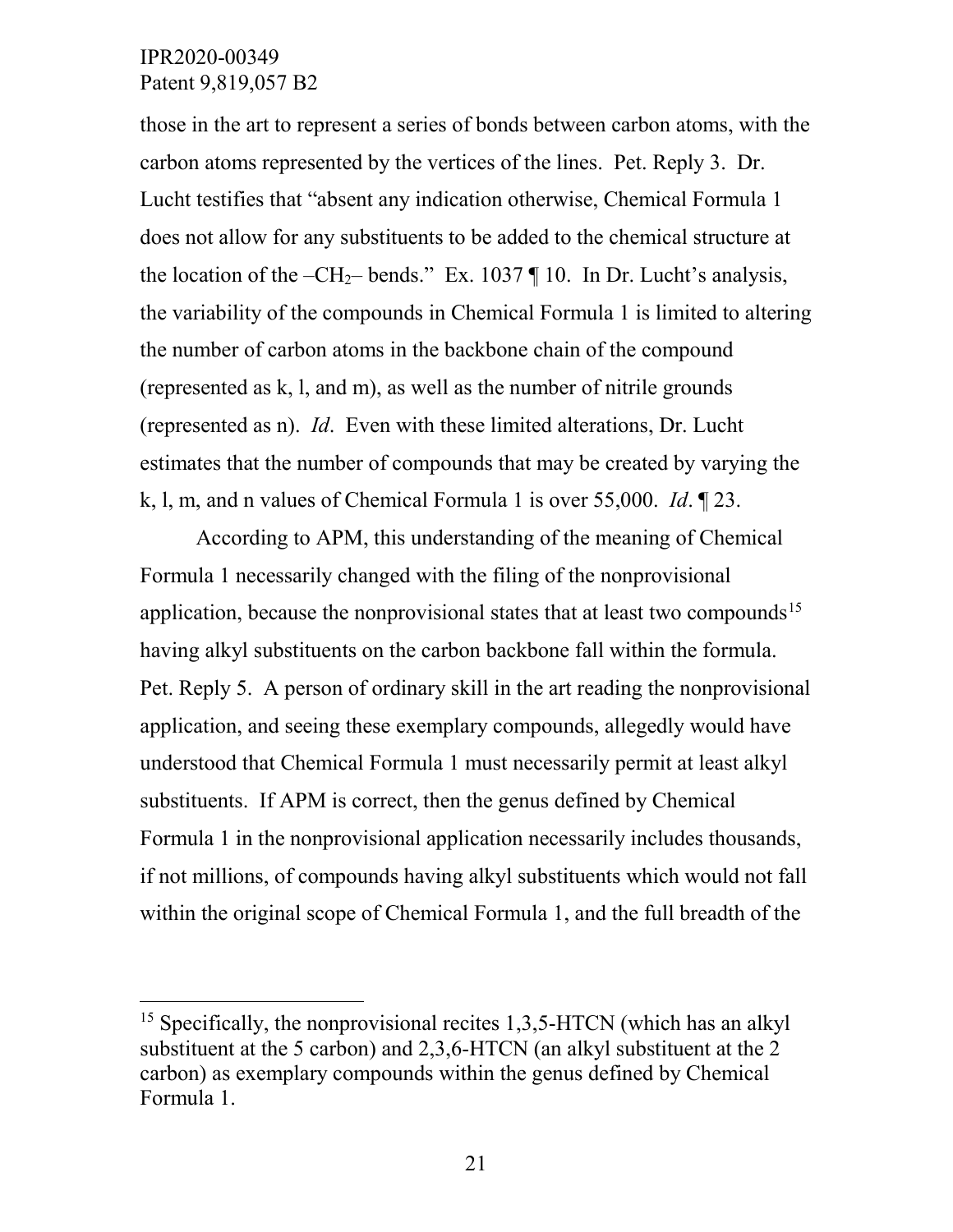those in the art to represent a series of bonds between carbon atoms, with the carbon atoms represented by the vertices of the lines. Pet. Reply 3. Dr. Lucht testifies that "absent any indication otherwise, Chemical Formula 1 does not allow for any substituents to be added to the chemical structure at the location of the $–CH_2–$ bends." Ex. 1037 ¶ 10. In Dr. Lucht's analysis, the variability of the compounds in Chemical Formula 1 is limited to altering the number of carbon atoms in the backbone chain of the compound (represented as k, l, and m), as well as the number of nitrile grounds (represented as n). *Id*. Even with these limited alterations, Dr. Lucht estimates that the number of compounds that may be created by varying the k, l, m, and n values of Chemical Formula 1 is over 55,000. *Id*. ¶ 23.

According to APM, this understanding of the meaning of Chemical Formula 1 necessarily changed with the filing of the nonprovisional application, because the nonprovisional states that at least two compounds[15] having alkyl substituents on the carbon backbone fall within the formula. Pet. Reply 5. A person of ordinary skill in the art reading the nonprovisional application, and seeing these exemplary compounds, allegedly would have understood that Chemical Formula 1 must necessarily permit at least alkyl substituents. If APM is correct, then the genus defined by Chemical Formula 1 in the nonprovisional application necessarily includes thousands, if not millions, of compounds having alkyl substituents which would not fall within the original scope of Chemical Formula 1, and the full breadth of the

---

[15] Specifically, the nonprovisional recites 1,3,5-HTCN (which has an alkyl substituent at the 5 carbon) and 2,3,6-HTCN (an alkyl substituent at the 2 carbon) as exemplary compounds within the genus defined by Chemical Formula 1.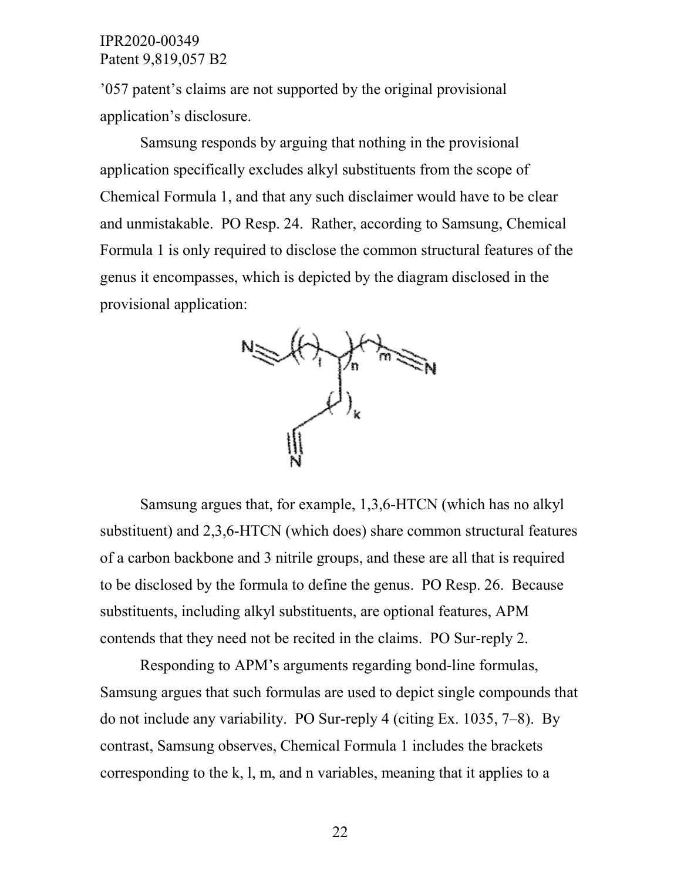’057 patent’s claims are not supported by the original provisional application’s disclosure.

Samsung responds by arguing that nothing in the provisional application specifically excludes alkyl substituents from the scope of Chemical Formula 1, and that any such disclaimer would have to be clear and unmistakable. PO Resp. 24. Rather, according to Samsung, Chemical Formula 1 is only required to disclose the common structural features of the genus it encompasses, which is depicted by the diagram disclosed in the provisional application:

Samsung argues that, for example, 1,3,6-HTCN (which has no alkyl substituent) and 2,3,6-HTCN (which does) share common structural features of a carbon backbone and 3 nitrile groups, and these are all that is required to be disclosed by the formula to define the genus. PO Resp. 26. Because substituents, including alkyl substituents, are optional features, APM contends that they need not be recited in the claims. PO Sur-reply 2.

Responding to APM’s arguments regarding bond-line formulas, Samsung argues that such formulas are used to depict single compounds that do not include any variability. PO Sur-reply 4 (citing Ex. 1035, 7–8). By contrast, Samsung observes, Chemical Formula 1 includes the brackets corresponding to the k, l, m, and n variables, meaning that it applies to a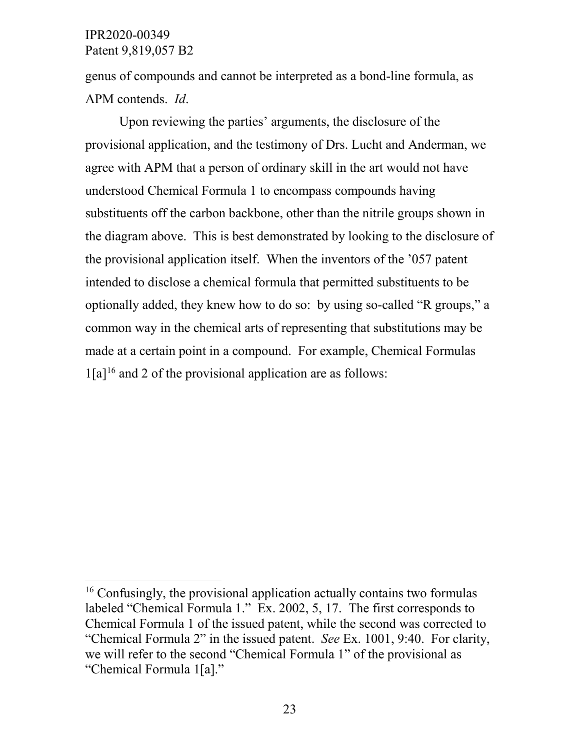genus of compounds and cannot be interpreted as a bond-line formula, as APM contends. *Id*.

Upon reviewing the parties' arguments, the disclosure of the provisional application, and the testimony of Drs. Lucht and Anderman, we agree with APM that a person of ordinary skill in the art would not have understood Chemical Formula 1 to encompass compounds having substituents off the carbon backbone, other than the nitrile groups shown in the diagram above. This is best demonstrated by looking to the disclosure of the provisional application itself. When the inventors of the '057 patent intended to disclose a chemical formula that permitted substituents to be optionally added, they knew how to do so: by using so-called "R groups," a common way in the chemical arts of representing that substitutions may be made at a certain point in a compound. For example, Chemical Formulas 1[a][16] and 2 of the provisional application are as follows:

[16] Confusingly, the provisional application actually contains two formulas labeled "Chemical Formula 1." Ex. 2002, 5, 17. The first corresponds to Chemical Formula 1 of the issued patent, while the second was corrected to "Chemical Formula 2" in the issued patent. *See* Ex. 1001, 9:40. For clarity, we will refer to the second "Chemical Formula 1" of the provisional as "Chemical Formula 1[a]."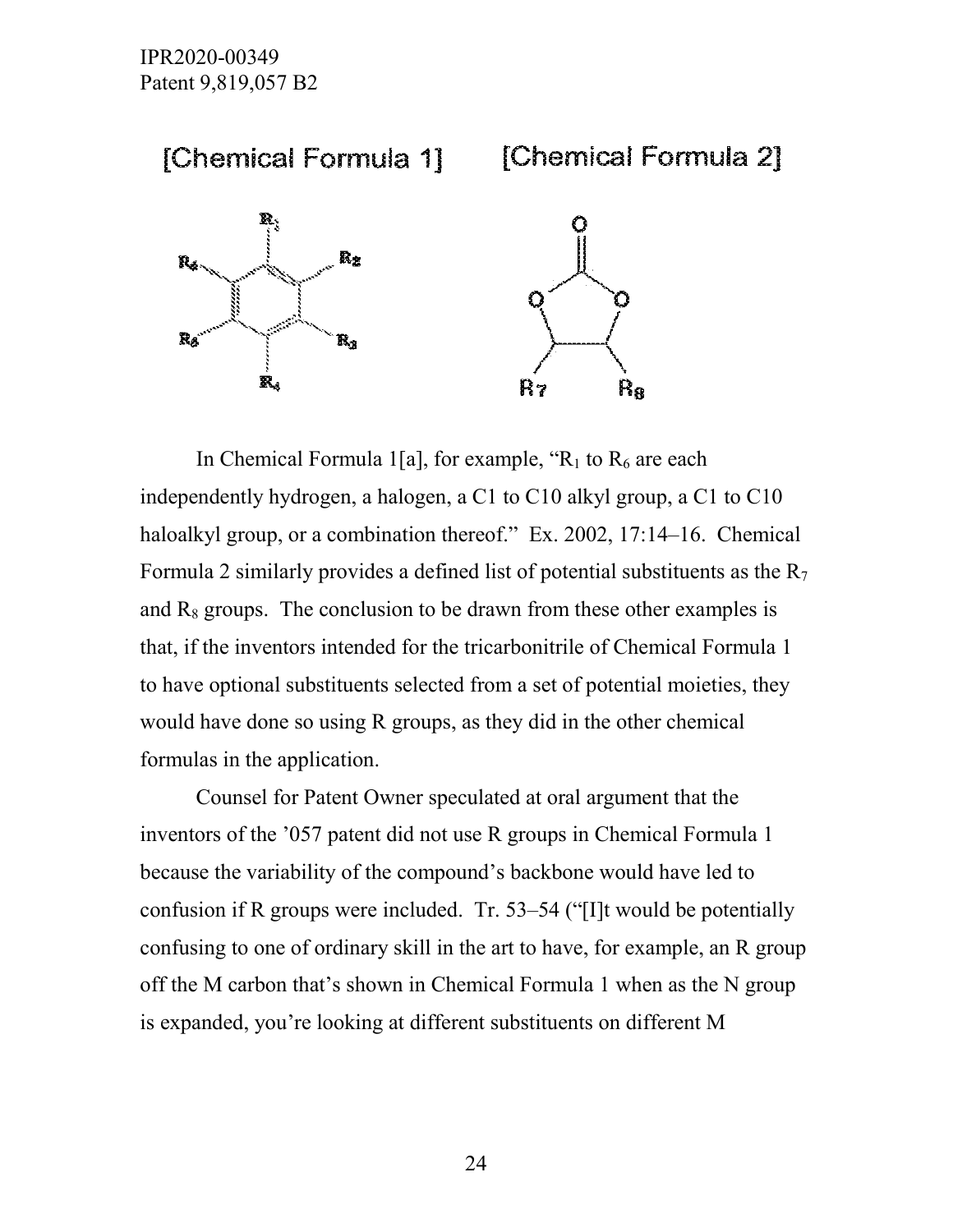[Chemical Formula 1]     [Chemical Formula 2]

In Chemical Formula 1[a], for example, "$R_1$ to $R_6$ are each independently hydrogen, a halogen, a C1 to C10 alkyl group, a C1 to C10 haloalkyl group, or a combination thereof." Ex. 2002, 17:14–16. Chemical Formula 2 similarly provides a defined list of potential substituents as the $R_7$ and $R_8$ groups. The conclusion to be drawn from these other examples is that, if the inventors intended for the tricarbonitrile of Chemical Formula 1 to have optional substituents selected from a set of potential moieties, they would have done so using R groups, as they did in the other chemical formulas in the application.

Counsel for Patent Owner speculated at oral argument that the inventors of the '057 patent did not use R groups in Chemical Formula 1 because the variability of the compound's backbone would have led to confusion if R groups were included. Tr. 53–54 ("[I]t would be potentially confusing to one of ordinary skill in the art to have, for example, an R group off the M carbon that's shown in Chemical Formula 1 when as the N group is expanded, you're looking at different substituents on different M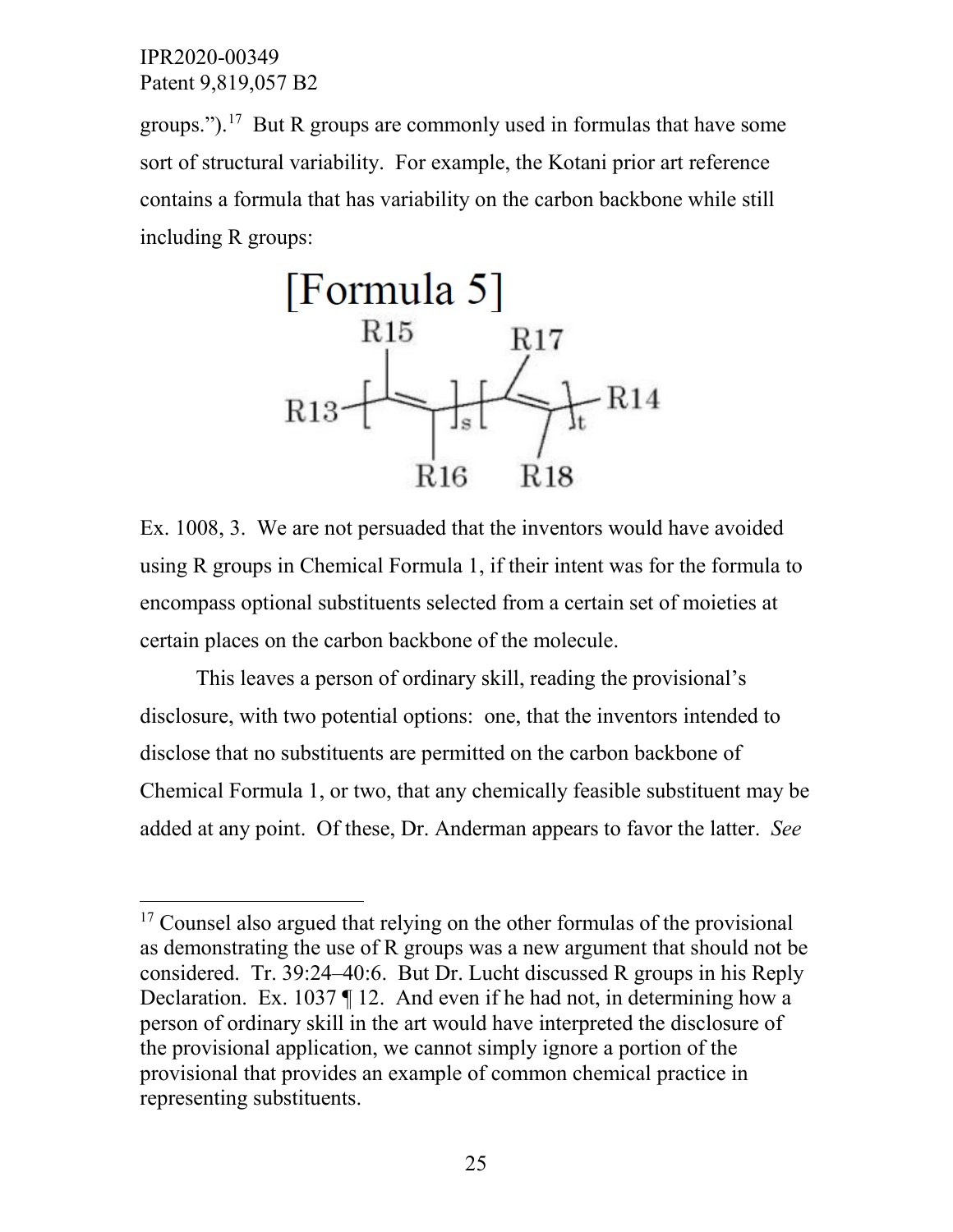groups.").[17] But R groups are commonly used in formulas that have some sort of structural variability. For example, the Kotani prior art reference contains a formula that has variability on the carbon backbone while still including R groups:

[Formula 5]

Ex. 1008, 3. We are not persuaded that the inventors would have avoided using R groups in Chemical Formula 1, if their intent was for the formula to encompass optional substituents selected from a certain set of moieties at certain places on the carbon backbone of the molecule.

This leaves a person of ordinary skill, reading the provisional's disclosure, with two potential options: one, that the inventors intended to disclose that no substituents are permitted on the carbon backbone of Chemical Formula 1, or two, that any chemically feasible substituent may be added at any point. Of these, Dr. Anderman appears to favor the latter. *See*

---

[17] Counsel also argued that relying on the other formulas of the provisional as demonstrating the use of R groups was a new argument that should not be considered. Tr. 39:24–40:6. But Dr. Lucht discussed R groups in his Reply Declaration. Ex. 1037 ¶ 12. And even if he had not, in determining how a person of ordinary skill in the art would have interpreted the disclosure of the provisional application, we cannot simply ignore a portion of the provisional that provides an example of common chemical practice in representing substituents.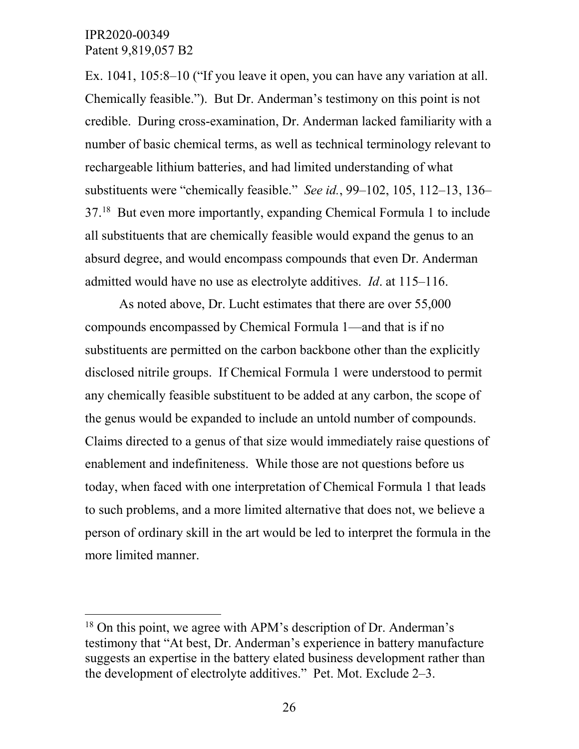Ex. 1041, 105:8–10 ("If you leave it open, you can have any variation at all. Chemically feasible."). But Dr. Anderman's testimony on this point is not credible. During cross-examination, Dr. Anderman lacked familiarity with a number of basic chemical terms, as well as technical terminology relevant to rechargeable lithium batteries, and had limited understanding of what substituents were "chemically feasible." *See id.*, 99–102, 105, 112–13, 136–37.[18] But even more importantly, expanding Chemical Formula 1 to include all substituents that are chemically feasible would expand the genus to an absurd degree, and would encompass compounds that even Dr. Anderman admitted would have no use as electrolyte additives. *Id*. at 115–116.

As noted above, Dr. Lucht estimates that there are over 55,000 compounds encompassed by Chemical Formula 1—and that is if no substituents are permitted on the carbon backbone other than the explicitly disclosed nitrile groups. If Chemical Formula 1 were understood to permit any chemically feasible substituent to be added at any carbon, the scope of the genus would be expanded to include an untold number of compounds. Claims directed to a genus of that size would immediately raise questions of enablement and indefiniteness. While those are not questions before us today, when faced with one interpretation of Chemical Formula 1 that leads to such problems, and a more limited alternative that does not, we believe a person of ordinary skill in the art would be led to interpret the formula in the more limited manner.

---

[18] On this point, we agree with APM's description of Dr. Anderman's testimony that "At best, Dr. Anderman's experience in battery manufacture suggests an expertise in the battery elated business development rather than the development of electrolyte additives." Pet. Mot. Exclude 2–3.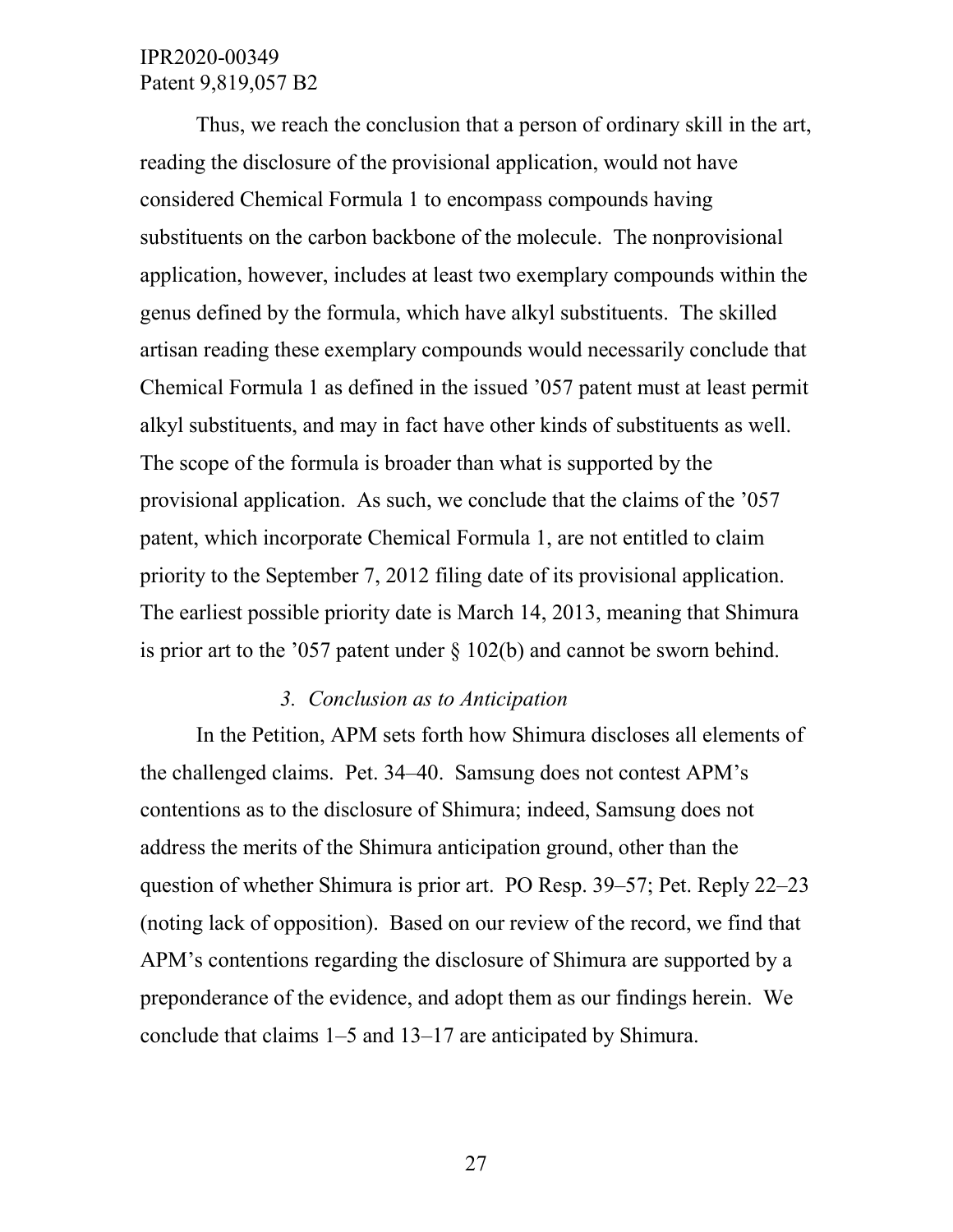Thus, we reach the conclusion that a person of ordinary skill in the art, reading the disclosure of the provisional application, would not have considered Chemical Formula 1 to encompass compounds having substituents on the carbon backbone of the molecule. The nonprovisional application, however, includes at least two exemplary compounds within the genus defined by the formula, which have alkyl substituents. The skilled artisan reading these exemplary compounds would necessarily conclude that Chemical Formula 1 as defined in the issued '057 patent must at least permit alkyl substituents, and may in fact have other kinds of substituents as well. The scope of the formula is broader than what is supported by the provisional application. As such, we conclude that the claims of the '057 patent, which incorporate Chemical Formula 1, are not entitled to claim priority to the September 7, 2012 filing date of its provisional application. The earliest possible priority date is March 14, 2013, meaning that Shimura is prior art to the '057 patent under § 102(b) and cannot be sworn behind.

### *3. Conclusion as to Anticipation*

In the Petition, APM sets forth how Shimura discloses all elements of the challenged claims. Pet. 34–40. Samsung does not contest APM's contentions as to the disclosure of Shimura; indeed, Samsung does not address the merits of the Shimura anticipation ground, other than the question of whether Shimura is prior art. PO Resp. 39–57; Pet. Reply 22–23 (noting lack of opposition). Based on our review of the record, we find that APM's contentions regarding the disclosure of Shimura are supported by a preponderance of the evidence, and adopt them as our findings herein. We conclude that claims 1–5 and 13–17 are anticipated by Shimura.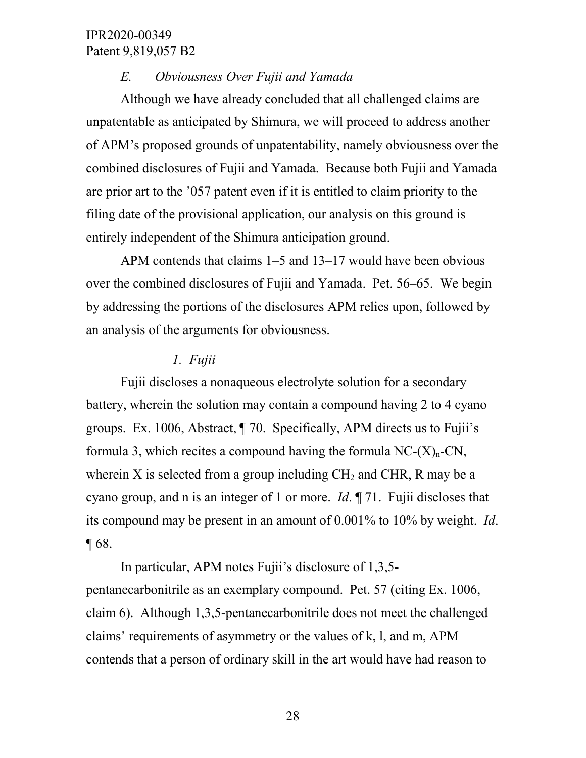### *E. Obviousness Over Fujii and Yamada*

Although we have already concluded that all challenged claims are unpatentable as anticipated by Shimura, we will proceed to address another of APM's proposed grounds of unpatentability, namely obviousness over the combined disclosures of Fujii and Yamada. Because both Fujii and Yamada are prior art to the '057 patent even if it is entitled to claim priority to the filing date of the provisional application, our analysis on this ground is entirely independent of the Shimura anticipation ground.

APM contends that claims 1–5 and 13–17 would have been obvious over the combined disclosures of Fujii and Yamada. Pet. 56–65. We begin by addressing the portions of the disclosures APM relies upon, followed by an analysis of the arguments for obviousness.

#### *1. Fujii*

Fujii discloses a nonaqueous electrolyte solution for a secondary battery, wherein the solution may contain a compound having 2 to 4 cyano groups. Ex. 1006, Abstract, ¶ 70. Specifically, APM directs us to Fujii's formula 3, which recites a compound having the formula $NC\text{-}(X)_n\text{-}CN$, wherein X is selected from a group including $CH_2$ and CHR, R may be a cyano group, and n is an integer of 1 or more. *Id*. ¶ 71. Fujii discloses that its compound may be present in an amount of 0.001% to 10% by weight. *Id*. ¶ 68.

In particular, APM notes Fujii's disclosure of 1,3,5-pentanecarbonitrile as an exemplary compound. Pet. 57 (citing Ex. 1006, claim 6). Although 1,3,5-pentanecarbonitrile does not meet the challenged claims' requirements of asymmetry or the values of k, l, and m, APM contends that a person of ordinary skill in the art would have had reason to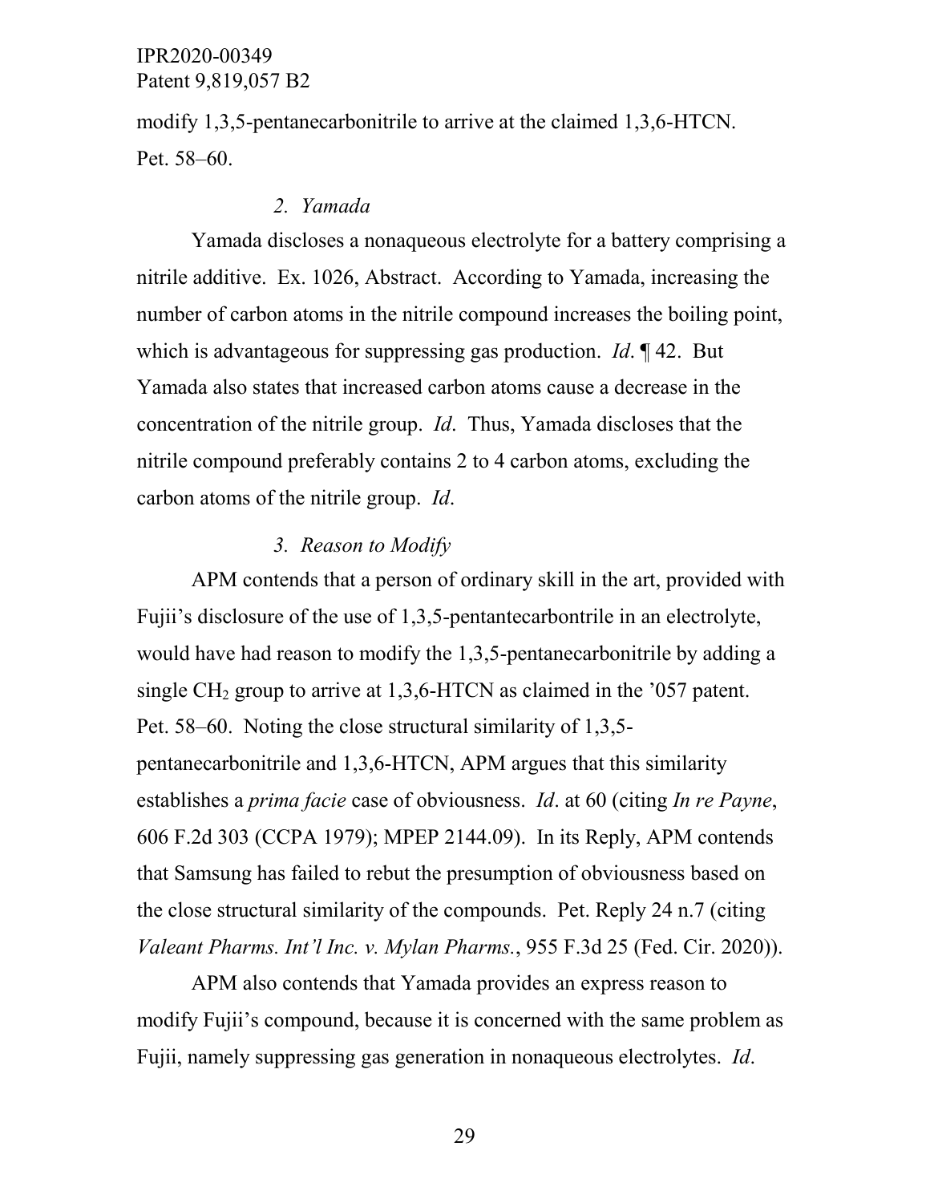modify 1,3,5-pentanecarbonitrile to arrive at the claimed 1,3,6-HTCN. Pet. 58–60.

#### *2. Yamada*

Yamada discloses a nonaqueous electrolyte for a battery comprising a nitrile additive. Ex. 1026, Abstract. According to Yamada, increasing the number of carbon atoms in the nitrile compound increases the boiling point, which is advantageous for suppressing gas production. *Id*. ¶ 42. But Yamada also states that increased carbon atoms cause a decrease in the concentration of the nitrile group. *Id*. Thus, Yamada discloses that the nitrile compound preferably contains 2 to 4 carbon atoms, excluding the carbon atoms of the nitrile group. *Id*.

#### *3. Reason to Modify*

APM contends that a person of ordinary skill in the art, provided with Fujii's disclosure of the use of 1,3,5-pentantecarbontrile in an electrolyte, would have had reason to modify the 1,3,5-pentanecarbonitrile by adding a single $CH_2$ group to arrive at 1,3,6-HTCN as claimed in the '057 patent. Pet. 58–60. Noting the close structural similarity of 1,3,5-pentanecarbonitrile and 1,3,6-HTCN, APM argues that this similarity establishes a *prima facie* case of obviousness. *Id*. at 60 (citing *In re Payne*, 606 F.2d 303 (CCPA 1979); MPEP 2144.09). In its Reply, APM contends that Samsung has failed to rebut the presumption of obviousness based on the close structural similarity of the compounds. Pet. Reply 24 n.7 (citing *Valeant Pharms. Int'l Inc. v. Mylan Pharms.*, 955 F.3d 25 (Fed. Cir. 2020)).

APM also contends that Yamada provides an express reason to modify Fujii's compound, because it is concerned with the same problem as Fujii, namely suppressing gas generation in nonaqueous electrolytes. *Id*.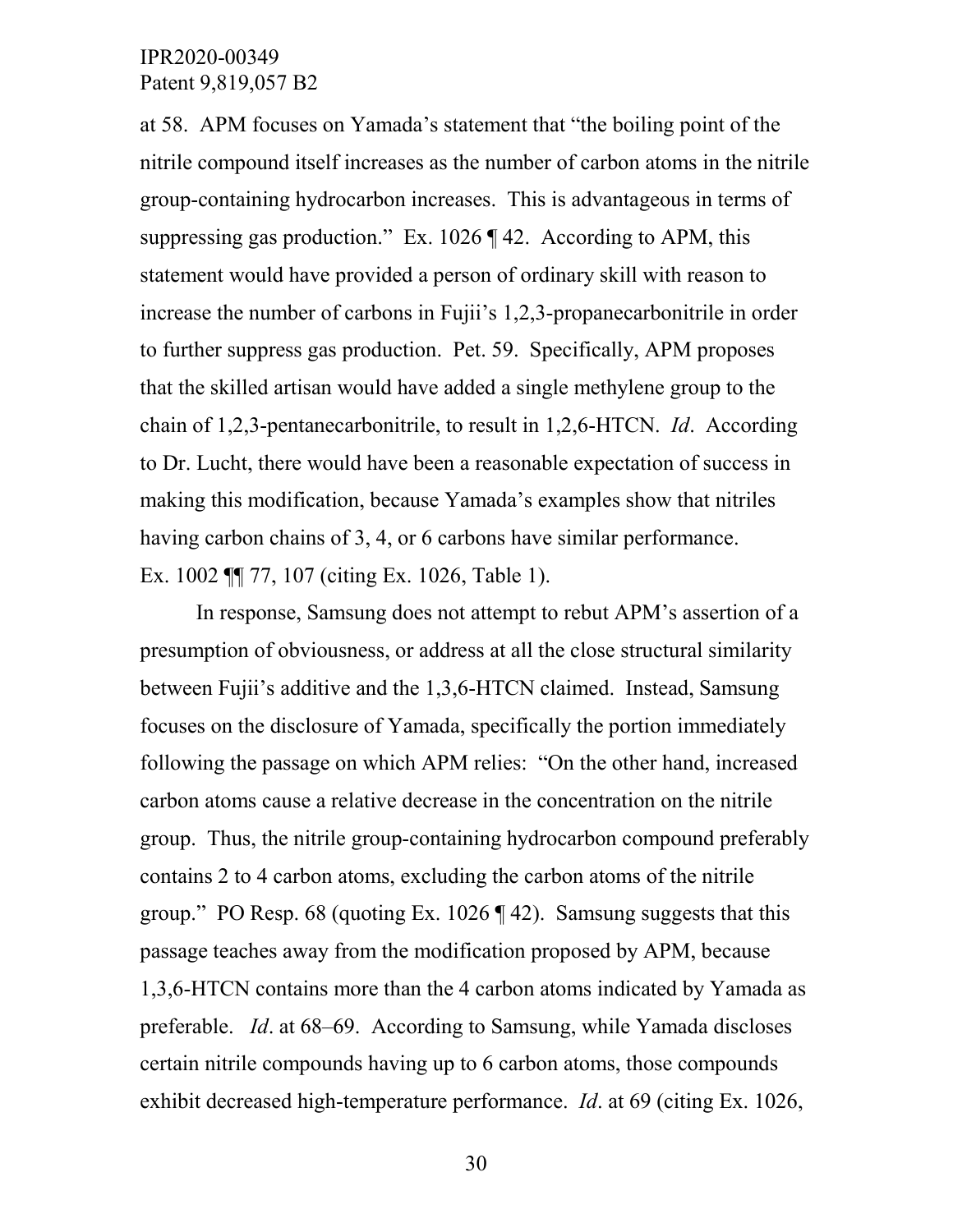at 58. APM focuses on Yamada's statement that "the boiling point of the nitrile compound itself increases as the number of carbon atoms in the nitrile group-containing hydrocarbon increases. This is advantageous in terms of suppressing gas production." Ex. 1026 ¶ 42. According to APM, this statement would have provided a person of ordinary skill with reason to increase the number of carbons in Fujii's 1,2,3-propanecarbonitrile in order to further suppress gas production. Pet. 59. Specifically, APM proposes that the skilled artisan would have added a single methylene group to the chain of 1,2,3-pentanecarbonitrile, to result in 1,2,6-HTCN. *Id*. According to Dr. Lucht, there would have been a reasonable expectation of success in making this modification, because Yamada's examples show that nitriles having carbon chains of 3, 4, or 6 carbons have similar performance. Ex. 1002 ¶¶ 77, 107 (citing Ex. 1026, Table 1).

In response, Samsung does not attempt to rebut APM's assertion of a presumption of obviousness, or address at all the close structural similarity between Fujii's additive and the 1,3,6-HTCN claimed. Instead, Samsung focuses on the disclosure of Yamada, specifically the portion immediately following the passage on which APM relies: "On the other hand, increased carbon atoms cause a relative decrease in the concentration on the nitrile group. Thus, the nitrile group-containing hydrocarbon compound preferably contains 2 to 4 carbon atoms, excluding the carbon atoms of the nitrile group." PO Resp. 68 (quoting Ex. 1026 ¶ 42). Samsung suggests that this passage teaches away from the modification proposed by APM, because 1,3,6-HTCN contains more than the 4 carbon atoms indicated by Yamada as preferable. *Id*. at 68–69. According to Samsung, while Yamada discloses certain nitrile compounds having up to 6 carbon atoms, those compounds exhibit decreased high-temperature performance. *Id*. at 69 (citing Ex. 1026,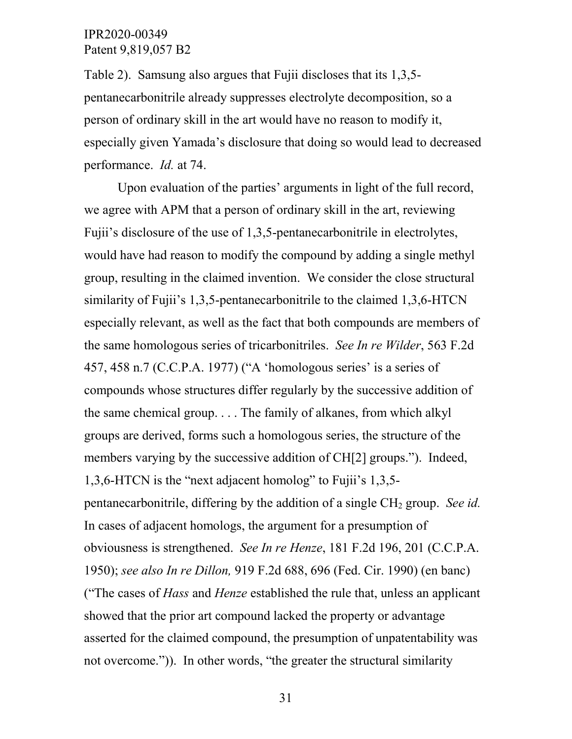Table 2). Samsung also argues that Fujii discloses that its 1,3,5-pentanecarbonitrile already suppresses electrolyte decomposition, so a person of ordinary skill in the art would have no reason to modify it, especially given Yamada's disclosure that doing so would lead to decreased performance. *Id.* at 74.

Upon evaluation of the parties' arguments in light of the full record, we agree with APM that a person of ordinary skill in the art, reviewing Fujii's disclosure of the use of 1,3,5-pentanecarbonitrile in electrolytes, would have had reason to modify the compound by adding a single methyl group, resulting in the claimed invention. We consider the close structural similarity of Fujii's 1,3,5-pentanecarbonitrile to the claimed 1,3,6-HTCN especially relevant, as well as the fact that both compounds are members of the same homologous series of tricarbonitriles. *See In re Wilder*, 563 F.2d 457, 458 n.7 (C.C.P.A. 1977) ("A 'homologous series' is a series of compounds whose structures differ regularly by the successive addition of the same chemical group. . . . The family of alkanes, from which alkyl groups are derived, forms such a homologous series, the structure of the members varying by the successive addition of CH[2] groups."). Indeed, 1,3,6-HTCN is the "next adjacent homolog" to Fujii's 1,3,5-pentanecarbonitrile, differing by the addition of a single $CH_2$ group. *See id.* In cases of adjacent homologs, the argument for a presumption of obviousness is strengthened. *See In re Henze*, 181 F.2d 196, 201 (C.C.P.A. 1950); *see also In re Dillon,* 919 F.2d 688, 696 (Fed. Cir. 1990) (en banc) ("The cases of *Hass* and *Henze* established the rule that, unless an applicant showed that the prior art compound lacked the property or advantage asserted for the claimed compound, the presumption of unpatentability was not overcome.")). In other words, "the greater the structural similarity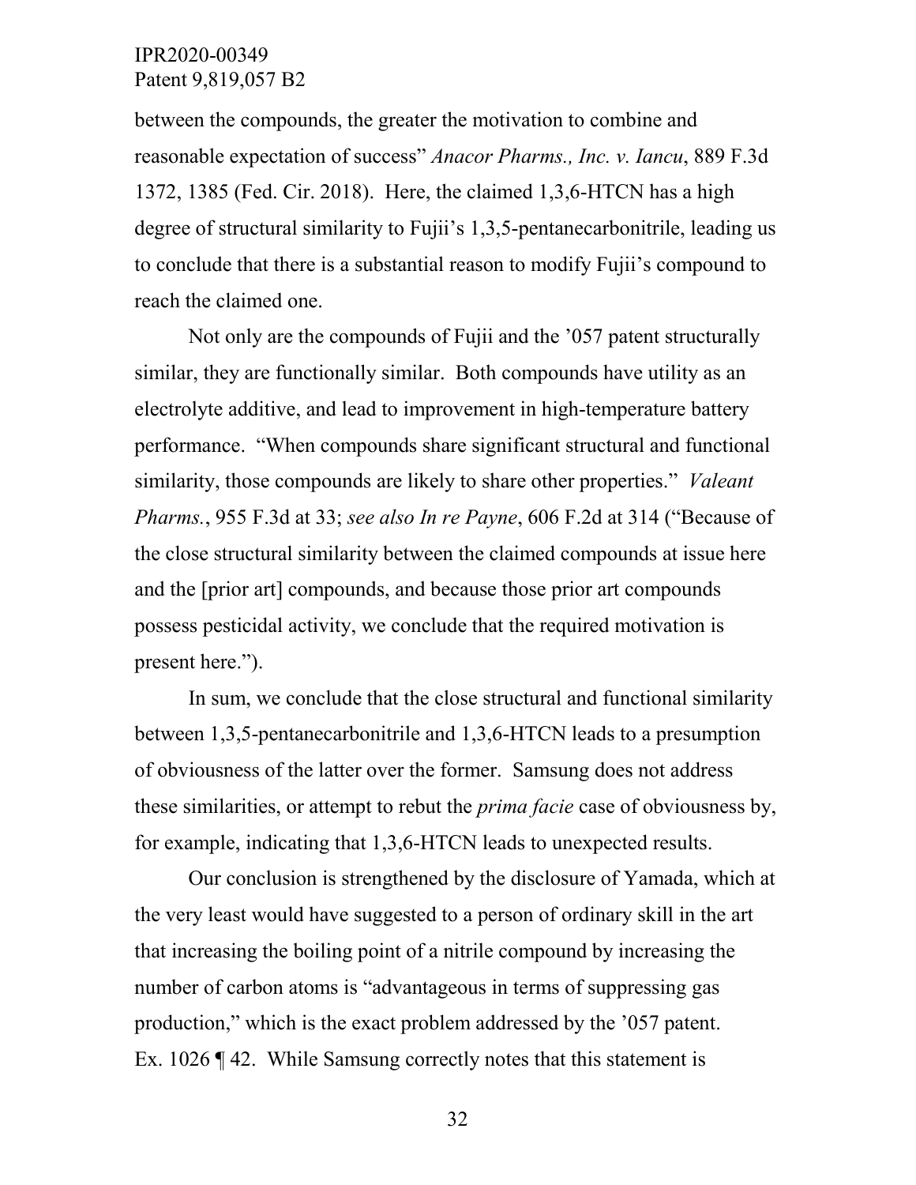between the compounds, the greater the motivation to combine and reasonable expectation of success" *Anacor Pharms., Inc. v. Iancu*, 889 F.3d 1372, 1385 (Fed. Cir. 2018). Here, the claimed 1,3,6-HTCN has a high degree of structural similarity to Fujii's 1,3,5-pentanecarbonitrile, leading us to conclude that there is a substantial reason to modify Fujii's compound to reach the claimed one.

Not only are the compounds of Fujii and the '057 patent structurally similar, they are functionally similar. Both compounds have utility as an electrolyte additive, and lead to improvement in high-temperature battery performance. "When compounds share significant structural and functional similarity, those compounds are likely to share other properties." *Valeant Pharms.*, 955 F.3d at 33; *see also In re Payne*, 606 F.2d at 314 ("Because of the close structural similarity between the claimed compounds at issue here and the [prior art] compounds, and because those prior art compounds possess pesticidal activity, we conclude that the required motivation is present here.").

In sum, we conclude that the close structural and functional similarity between 1,3,5-pentanecarbonitrile and 1,3,6-HTCN leads to a presumption of obviousness of the latter over the former. Samsung does not address these similarities, or attempt to rebut the *prima facie* case of obviousness by, for example, indicating that 1,3,6-HTCN leads to unexpected results.

Our conclusion is strengthened by the disclosure of Yamada, which at the very least would have suggested to a person of ordinary skill in the art that increasing the boiling point of a nitrile compound by increasing the number of carbon atoms is "advantageous in terms of suppressing gas production," which is the exact problem addressed by the '057 patent. Ex. 1026 ¶ 42. While Samsung correctly notes that this statement is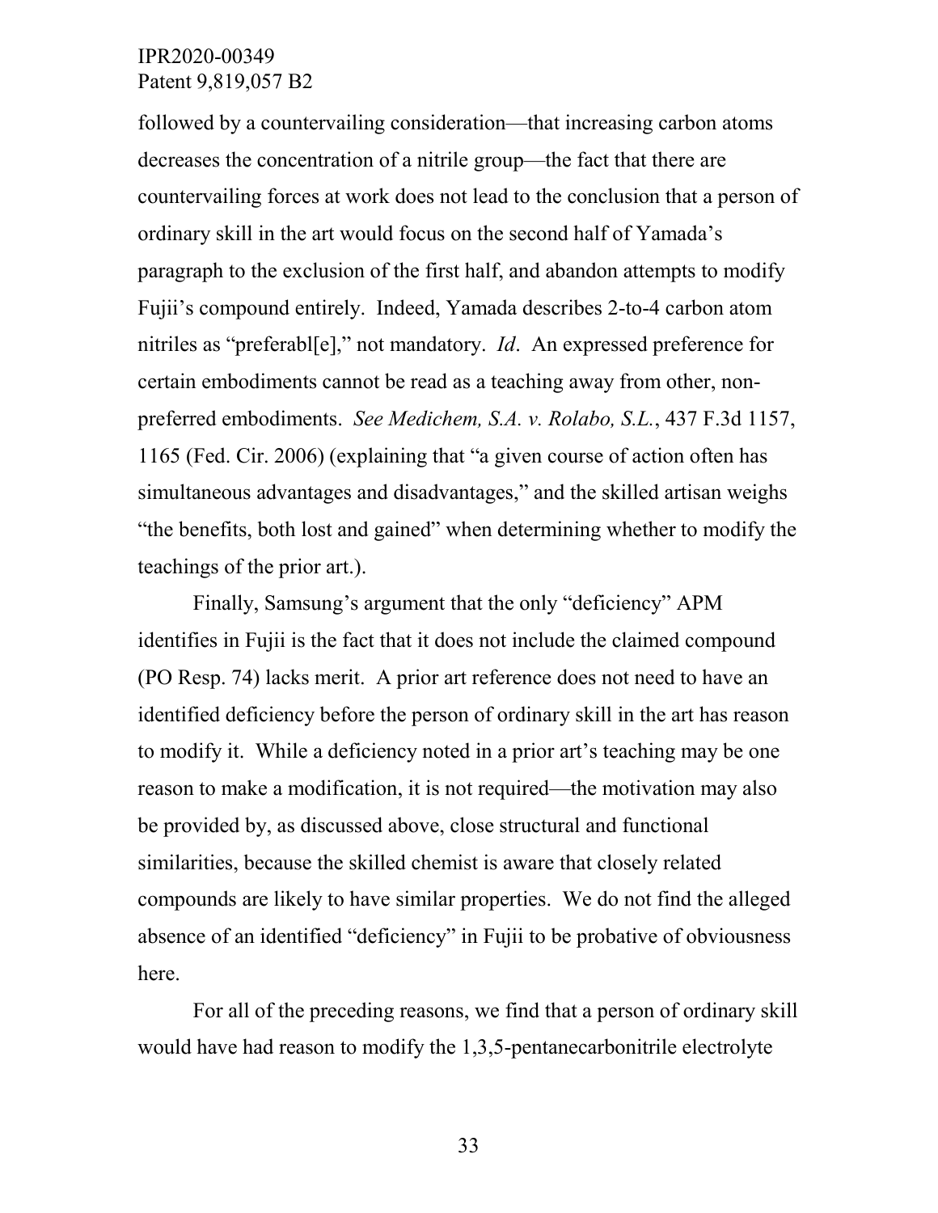followed by a countervailing consideration—that increasing carbon atoms decreases the concentration of a nitrile group—the fact that there are countervailing forces at work does not lead to the conclusion that a person of ordinary skill in the art would focus on the second half of Yamada's paragraph to the exclusion of the first half, and abandon attempts to modify Fujii's compound entirely. Indeed, Yamada describes 2-to-4 carbon atom nitriles as "preferabl[e]," not mandatory. *Id*. An expressed preference for certain embodiments cannot be read as a teaching away from other, non-preferred embodiments. *See Medichem, S.A. v. Rolabo, S.L.*, 437 F.3d 1157, 1165 (Fed. Cir. 2006) (explaining that "a given course of action often has simultaneous advantages and disadvantages," and the skilled artisan weighs "the benefits, both lost and gained" when determining whether to modify the teachings of the prior art.).

Finally, Samsung's argument that the only "deficiency" APM identifies in Fujii is the fact that it does not include the claimed compound (PO Resp. 74) lacks merit. A prior art reference does not need to have an identified deficiency before the person of ordinary skill in the art has reason to modify it. While a deficiency noted in a prior art's teaching may be one reason to make a modification, it is not required—the motivation may also be provided by, as discussed above, close structural and functional similarities, because the skilled chemist is aware that closely related compounds are likely to have similar properties. We do not find the alleged absence of an identified "deficiency" in Fujii to be probative of obviousness here.

For all of the preceding reasons, we find that a person of ordinary skill would have had reason to modify the 1,3,5-pentanecarbonitrile electrolyte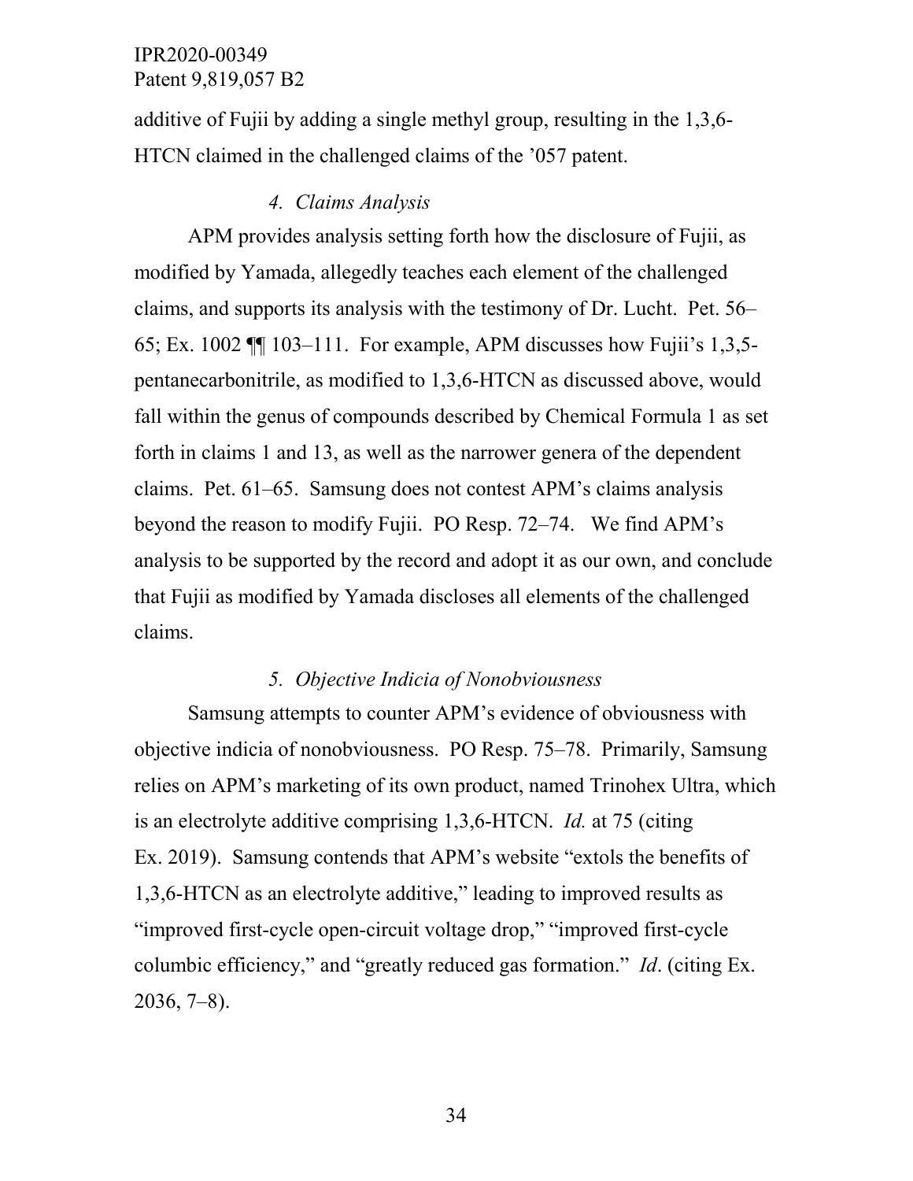additive of Fujii by adding a single methyl group, resulting in the 1,3,6-HTCN claimed in the challenged claims of the ’057 patent.

#### *4. Claims Analysis*

APM provides analysis setting forth how the disclosure of Fujii, as modified by Yamada, allegedly teaches each element of the challenged claims, and supports its analysis with the testimony of Dr. Lucht. Pet. 56–65; Ex. 1002 ¶¶ 103–111. For example, APM discusses how Fujii’s 1,3,5-pentanecarbonitrile, as modified to 1,3,6-HTCN as discussed above, would fall within the genus of compounds described by Chemical Formula 1 as set forth in claims 1 and 13, as well as the narrower genera of the dependent claims. Pet. 61–65. Samsung does not contest APM’s claims analysis beyond the reason to modify Fujii. PO Resp. 72–74. We find APM’s analysis to be supported by the record and adopt it as our own, and conclude that Fujii as modified by Yamada discloses all elements of the challenged claims.

#### *5. Objective Indicia of Nonobviousness*

Samsung attempts to counter APM’s evidence of obviousness with objective indicia of nonobviousness. PO Resp. 75–78. Primarily, Samsung relies on APM’s marketing of its own product, named Trinohex Ultra, which is an electrolyte additive comprising 1,3,6-HTCN. *Id.* at 75 (citing Ex. 2019). Samsung contends that APM’s website “extols the benefits of 1,3,6-HTCN as an electrolyte additive,” leading to improved results as “improved first-cycle open-circuit voltage drop,” “improved first-cycle columbic efficiency,” and “greatly reduced gas formation.” *Id*. (citing Ex. 2036, 7–8).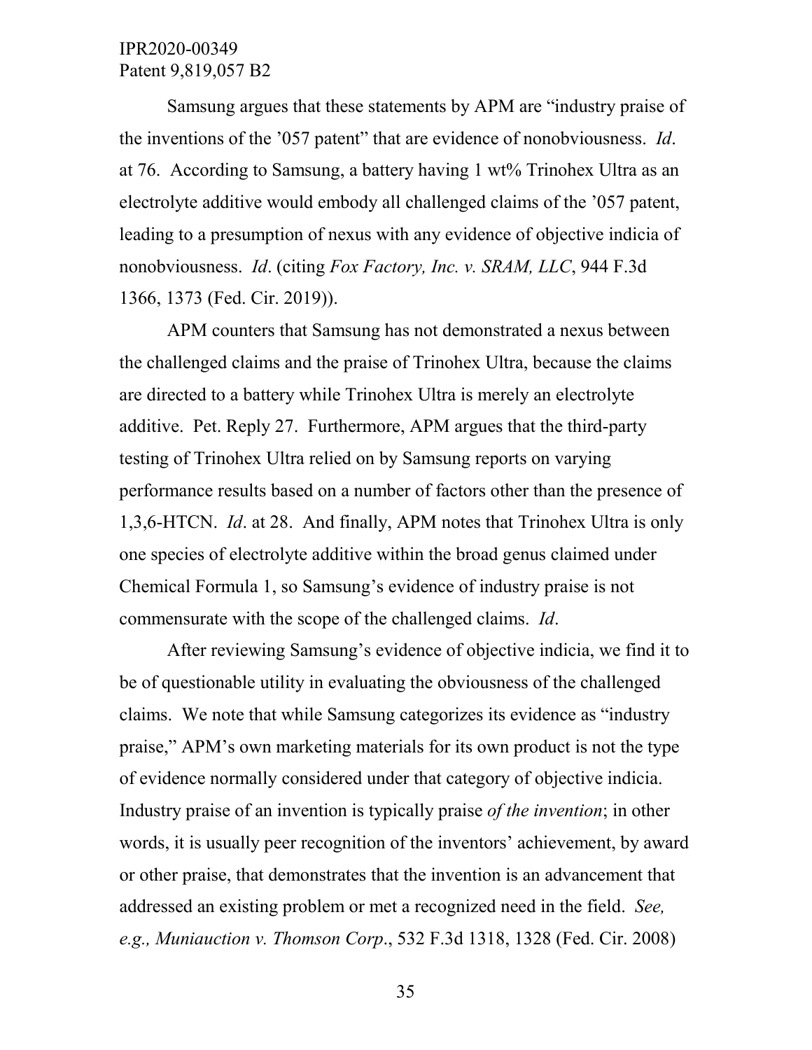Samsung argues that these statements by APM are "industry praise of the inventions of the '057 patent" that are evidence of nonobviousness. *Id*. at 76. According to Samsung, a battery having 1 wt% Trinohex Ultra as an electrolyte additive would embody all challenged claims of the '057 patent, leading to a presumption of nexus with any evidence of objective indicia of nonobviousness. *Id*. (citing *Fox Factory, Inc. v. SRAM, LLC*, 944 F.3d 1366, 1373 (Fed. Cir. 2019)).

APM counters that Samsung has not demonstrated a nexus between the challenged claims and the praise of Trinohex Ultra, because the claims are directed to a battery while Trinohex Ultra is merely an electrolyte additive. Pet. Reply 27. Furthermore, APM argues that the third-party testing of Trinohex Ultra relied on by Samsung reports on varying performance results based on a number of factors other than the presence of 1,3,6-HTCN. *Id*. at 28. And finally, APM notes that Trinohex Ultra is only one species of electrolyte additive within the broad genus claimed under Chemical Formula 1, so Samsung's evidence of industry praise is not commensurate with the scope of the challenged claims. *Id*.

After reviewing Samsung's evidence of objective indicia, we find it to be of questionable utility in evaluating the obviousness of the challenged claims. We note that while Samsung categorizes its evidence as "industry praise," APM's own marketing materials for its own product is not the type of evidence normally considered under that category of objective indicia. Industry praise of an invention is typically praise *of the invention*; in other words, it is usually peer recognition of the inventors' achievement, by award or other praise, that demonstrates that the invention is an advancement that addressed an existing problem or met a recognized need in the field. *See, e.g., Muniauction v. Thomson Corp*., 532 F.3d 1318, 1328 (Fed. Cir. 2008)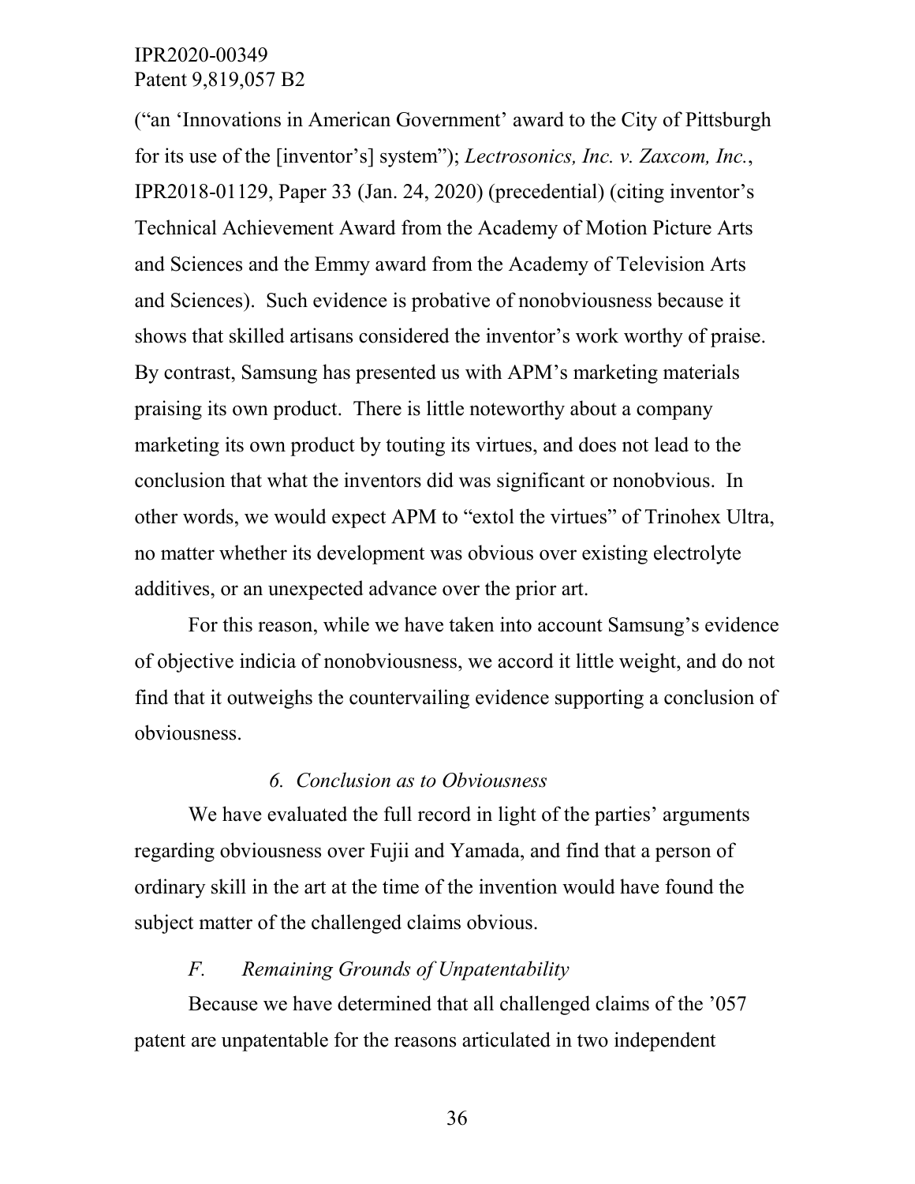("an 'Innovations in American Government' award to the City of Pittsburgh for its use of the [inventor's] system"); *Lectrosonics, Inc. v. Zaxcom, Inc.*, IPR2018-01129, Paper 33 (Jan. 24, 2020) (precedential) (citing inventor's Technical Achievement Award from the Academy of Motion Picture Arts and Sciences and the Emmy award from the Academy of Television Arts and Sciences). Such evidence is probative of nonobviousness because it shows that skilled artisans considered the inventor's work worthy of praise. By contrast, Samsung has presented us with APM's marketing materials praising its own product. There is little noteworthy about a company marketing its own product by touting its virtues, and does not lead to the conclusion that what the inventors did was significant or nonobvious. In other words, we would expect APM to "extol the virtues" of Trinohex Ultra, no matter whether its development was obvious over existing electrolyte additives, or an unexpected advance over the prior art.

For this reason, while we have taken into account Samsung's evidence of objective indicia of nonobviousness, we accord it little weight, and do not find that it outweighs the countervailing evidence supporting a conclusion of obviousness.

*6. Conclusion as to Obviousness*

We have evaluated the full record in light of the parties' arguments regarding obviousness over Fujii and Yamada, and find that a person of ordinary skill in the art at the time of the invention would have found the subject matter of the challenged claims obvious.

*F. Remaining Grounds of Unpatentability*

Because we have determined that all challenged claims of the '057 patent are unpatentable for the reasons articulated in two independent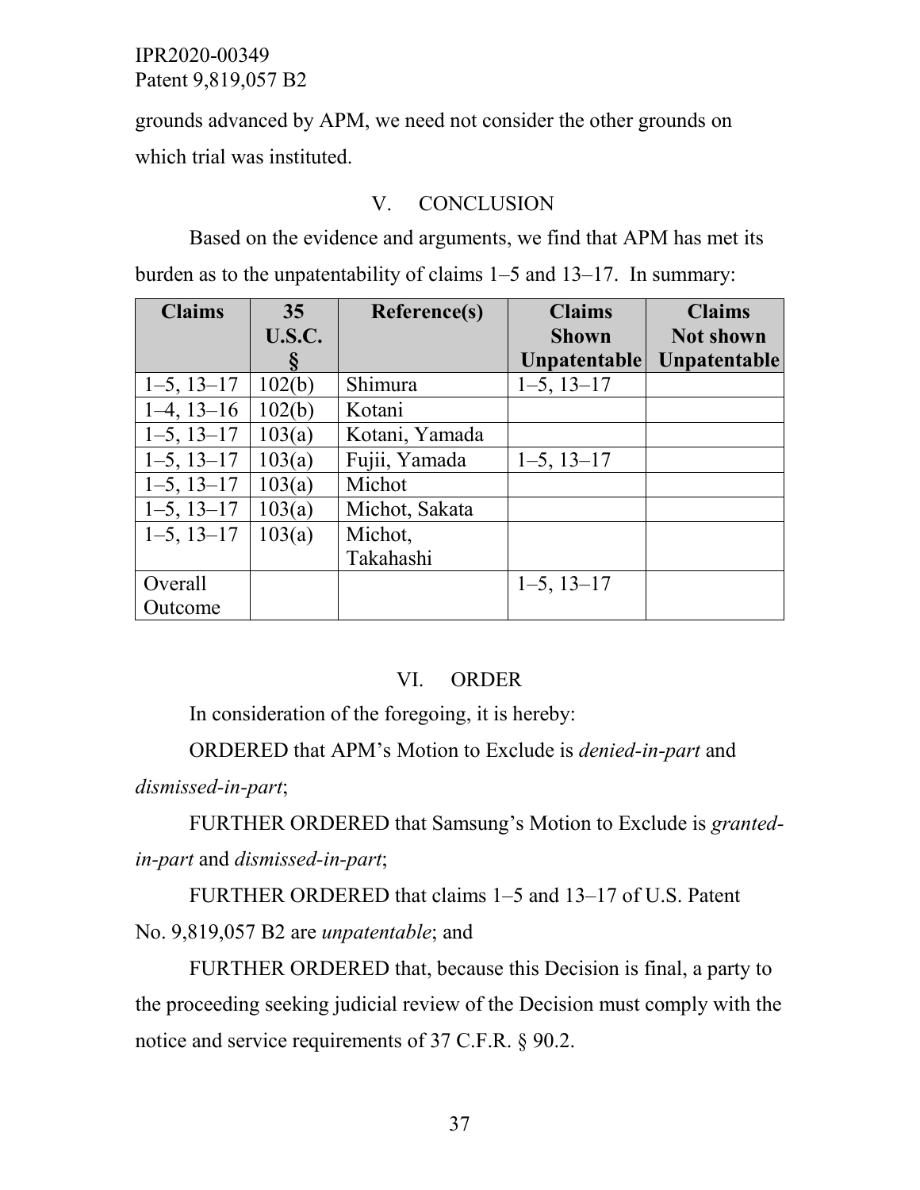grounds advanced by APM, we need not consider the other grounds on which trial was instituted.

## V. CONCLUSION

Based on the evidence and arguments, we find that APM has met its burden as to the unpatentability of claims 1–5 and 13–17. In summary:

| Claims | 35 U.S.C. § | Reference(s) | Claims Shown Unpatentable | Claims Not shown Unpatentable |
|---|---|---|---|---|
| 1–5, 13–17 | 102(b) | Shimura | 1–5, 13–17 | |
| 1–4, 13–16 | 102(b) | Kotani | | |
| 1–5, 13–17 | 103(a) | Kotani, Yamada | | |
| 1–5, 13–17 | 103(a) | Fujii, Yamada | 1–5, 13–17 | |
| 1–5, 13–17 | 103(a) | Michot | | |
| 1–5, 13–17 | 103(a) | Michot, Sakata | | |
| 1–5, 13–17 | 103(a) | Michot, Takahashi | | |
| Overall Outcome | | | 1–5, 13–17 | |

## VI. ORDER

In consideration of the foregoing, it is hereby:

ORDERED that APM's Motion to Exclude is *denied-in-part* and *dismissed-in-part*;

FURTHER ORDERED that Samsung's Motion to Exclude is *granted-in-part* and *dismissed-in-part*;

FURTHER ORDERED that claims 1–5 and 13–17 of U.S. Patent No. 9,819,057 B2 are *unpatentable*; and

FURTHER ORDERED that, because this Decision is final, a party to the proceeding seeking judicial review of the Decision must comply with the notice and service requirements of 37 C.F.R. § 90.2.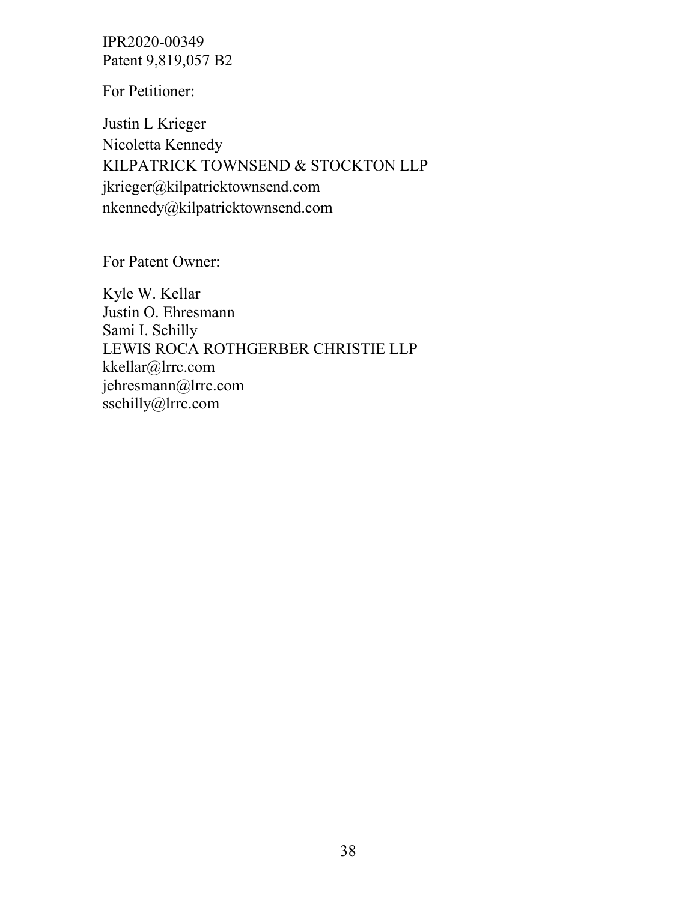For Petitioner:

Justin L Krieger
Nicoletta Kennedy
KILPATRICK TOWNSEND & STOCKTON LLP
jkrieger@kilpatricktownsend.com
nkennedy@kilpatricktownsend.com

For Patent Owner:

Kyle W. Kellar
Justin O. Ehresmann
Sami I. Schilly
LEWIS ROCA ROTHGERBER CHRISTIE LLP
kkellar@lrrc.com
jehresmann@lrrc.com
sschilly@lrrc.com